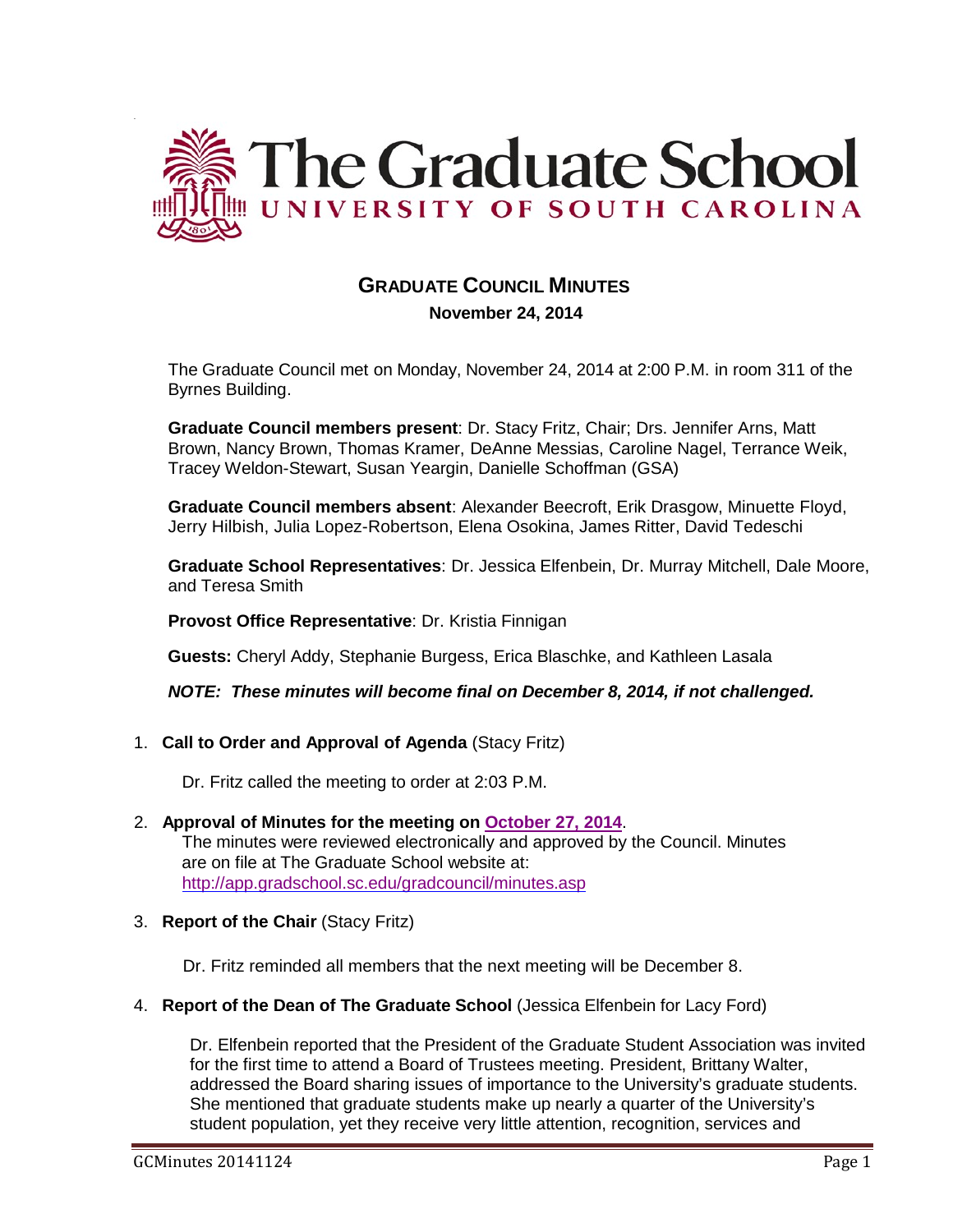# The Graduate School
## UNIVERSITY OF SOUTH CAROLINA

## GRADUATE COUNCIL MINUTES

**November 24, 2014**

The Graduate Council met on Monday, November 24, 2014 at 2:00 P.M. in room 311 of the Byrnes Building.

**Graduate Council members present**: Dr. Stacy Fritz, Chair; Drs. Jennifer Arns, Matt Brown, Nancy Brown, Thomas Kramer, DeAnne Messias, Caroline Nagel, Terrance Weik, Tracey Weldon-Stewart, Susan Yeargin, Danielle Schoffman (GSA)

**Graduate Council members absent**: Alexander Beecroft, Erik Drasgow, Minuette Floyd, Jerry Hilbish, Julia Lopez-Robertson, Elena Osokina, James Ritter, David Tedeschi

**Graduate School Representatives**: Dr. Jessica Elfenbein, Dr. Murray Mitchell, Dale Moore, and Teresa Smith

**Provost Office Representative**: Dr. Kristia Finnigan

**Guests:** Cheryl Addy, Stephanie Burgess, Erica Blaschke, and Kathleen Lasala

***NOTE: These minutes will become final on December 8, 2014, if not challenged.***

1. **Call to Order and Approval of Agenda** (Stacy Fritz)

   Dr. Fritz called the meeting to order at 2:03 P.M.

2. **Approval of Minutes for the meeting on October 27, 2014**.
   The minutes were reviewed electronically and approved by the Council. Minutes are on file at The Graduate School website at: http://app.gradschool.sc.edu/gradcouncil/minutes.asp

3. **Report of the Chair** (Stacy Fritz)

   Dr. Fritz reminded all members that the next meeting will be December 8.

4. **Report of the Dean of The Graduate School** (Jessica Elfenbein for Lacy Ford)

   Dr. Elfenbein reported that the President of the Graduate Student Association was invited for the first time to attend a Board of Trustees meeting. President, Brittany Walter, addressed the Board sharing issues of importance to the University's graduate students. She mentioned that graduate students make up nearly a quarter of the University's student population, yet they receive very little attention, recognition, services and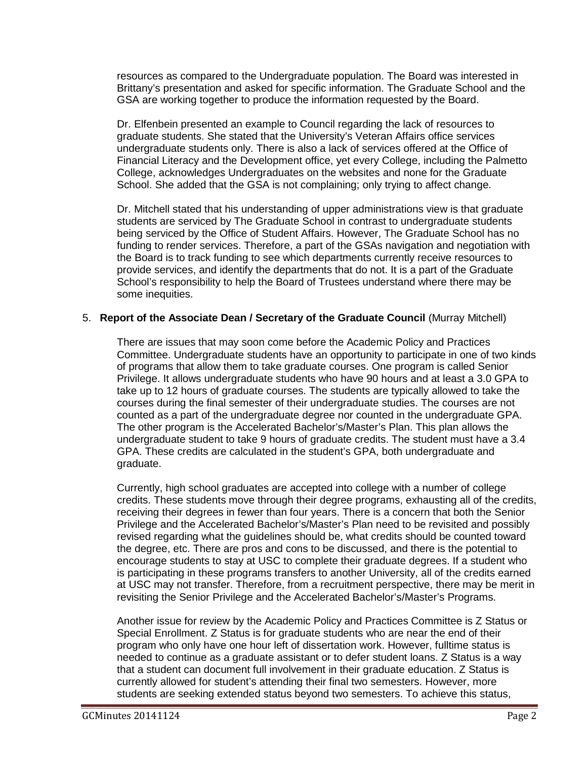resources as compared to the Undergraduate population. The Board was interested in Brittany's presentation and asked for specific information. The Graduate School and the GSA are working together to produce the information requested by the Board.

Dr. Elfenbein presented an example to Council regarding the lack of resources to graduate students. She stated that the University's Veteran Affairs office services undergraduate students only. There is also a lack of services offered at the Office of Financial Literacy and the Development office, yet every College, including the Palmetto College, acknowledges Undergraduates on the websites and none for the Graduate School. She added that the GSA is not complaining; only trying to affect change.

Dr. Mitchell stated that his understanding of upper administrations view is that graduate students are serviced by The Graduate School in contrast to undergraduate students being serviced by the Office of Student Affairs. However, The Graduate School has no funding to render services. Therefore, a part of the GSAs navigation and negotiation with the Board is to track funding to see which departments currently receive resources to provide services, and identify the departments that do not. It is a part of the Graduate School's responsibility to help the Board of Trustees understand where there may be some inequities.

5. **Report of the Associate Dean / Secretary of the Graduate Council** (Murray Mitchell)

There are issues that may soon come before the Academic Policy and Practices Committee. Undergraduate students have an opportunity to participate in one of two kinds of programs that allow them to take graduate courses. One program is called Senior Privilege. It allows undergraduate students who have 90 hours and at least a 3.0 GPA to take up to 12 hours of graduate courses. The students are typically allowed to take the courses during the final semester of their undergraduate studies. The courses are not counted as a part of the undergraduate degree nor counted in the undergraduate GPA. The other program is the Accelerated Bachelor's/Master's Plan. This plan allows the undergraduate student to take 9 hours of graduate credits. The student must have a 3.4 GPA. These credits are calculated in the student's GPA, both undergraduate and graduate.

Currently, high school graduates are accepted into college with a number of college credits. These students move through their degree programs, exhausting all of the credits, receiving their degrees in fewer than four years. There is a concern that both the Senior Privilege and the Accelerated Bachelor's/Master's Plan need to be revisited and possibly revised regarding what the guidelines should be, what credits should be counted toward the degree, etc. There are pros and cons to be discussed, and there is the potential to encourage students to stay at USC to complete their graduate degrees. If a student who is participating in these programs transfers to another University, all of the credits earned at USC may not transfer. Therefore, from a recruitment perspective, there may be merit in revisiting the Senior Privilege and the Accelerated Bachelor's/Master's Programs.

Another issue for review by the Academic Policy and Practices Committee is Z Status or Special Enrollment. Z Status is for graduate students who are near the end of their program who only have one hour left of dissertation work. However, fulltime status is needed to continue as a graduate assistant or to defer student loans. Z Status is a way that a student can document full involvement in their graduate education. Z Status is currently allowed for student's attending their final two semesters. However, more students are seeking extended status beyond two semesters. To achieve this status,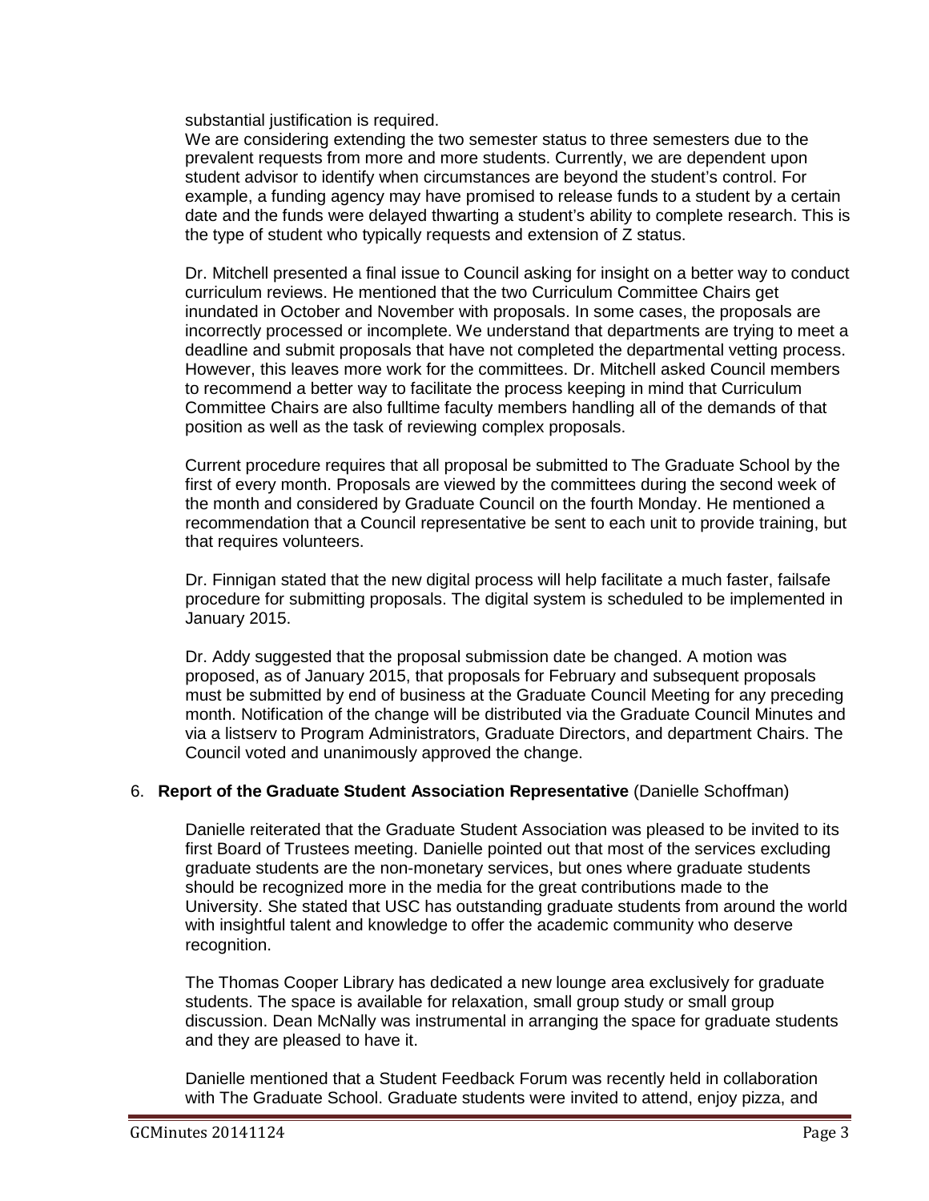substantial justification is required.
We are considering extending the two semester status to three semesters due to the prevalent requests from more and more students. Currently, we are dependent upon student advisor to identify when circumstances are beyond the student's control. For example, a funding agency may have promised to release funds to a student by a certain date and the funds were delayed thwarting a student's ability to complete research. This is the type of student who typically requests and extension of Z status.

Dr. Mitchell presented a final issue to Council asking for insight on a better way to conduct curriculum reviews. He mentioned that the two Curriculum Committee Chairs get inundated in October and November with proposals. In some cases, the proposals are incorrectly processed or incomplete. We understand that departments are trying to meet a deadline and submit proposals that have not completed the departmental vetting process. However, this leaves more work for the committees. Dr. Mitchell asked Council members to recommend a better way to facilitate the process keeping in mind that Curriculum Committee Chairs are also fulltime faculty members handling all of the demands of that position as well as the task of reviewing complex proposals.

Current procedure requires that all proposal be submitted to The Graduate School by the first of every month. Proposals are viewed by the committees during the second week of the month and considered by Graduate Council on the fourth Monday. He mentioned a recommendation that a Council representative be sent to each unit to provide training, but that requires volunteers.

Dr. Finnigan stated that the new digital process will help facilitate a much faster, failsafe procedure for submitting proposals. The digital system is scheduled to be implemented in January 2015.

Dr. Addy suggested that the proposal submission date be changed. A motion was proposed, as of January 2015, that proposals for February and subsequent proposals must be submitted by end of business at the Graduate Council Meeting for any preceding month. Notification of the change will be distributed via the Graduate Council Minutes and via a listserv to Program Administrators, Graduate Directors, and department Chairs. The Council voted and unanimously approved the change.

6. **Report of the Graduate Student Association Representative** (Danielle Schoffman)

Danielle reiterated that the Graduate Student Association was pleased to be invited to its first Board of Trustees meeting. Danielle pointed out that most of the services excluding graduate students are the non-monetary services, but ones where graduate students should be recognized more in the media for the great contributions made to the University. She stated that USC has outstanding graduate students from around the world with insightful talent and knowledge to offer the academic community who deserve recognition.

The Thomas Cooper Library has dedicated a new lounge area exclusively for graduate students. The space is available for relaxation, small group study or small group discussion. Dean McNally was instrumental in arranging the space for graduate students and they are pleased to have it.

Danielle mentioned that a Student Feedback Forum was recently held in collaboration with The Graduate School. Graduate students were invited to attend, enjoy pizza, and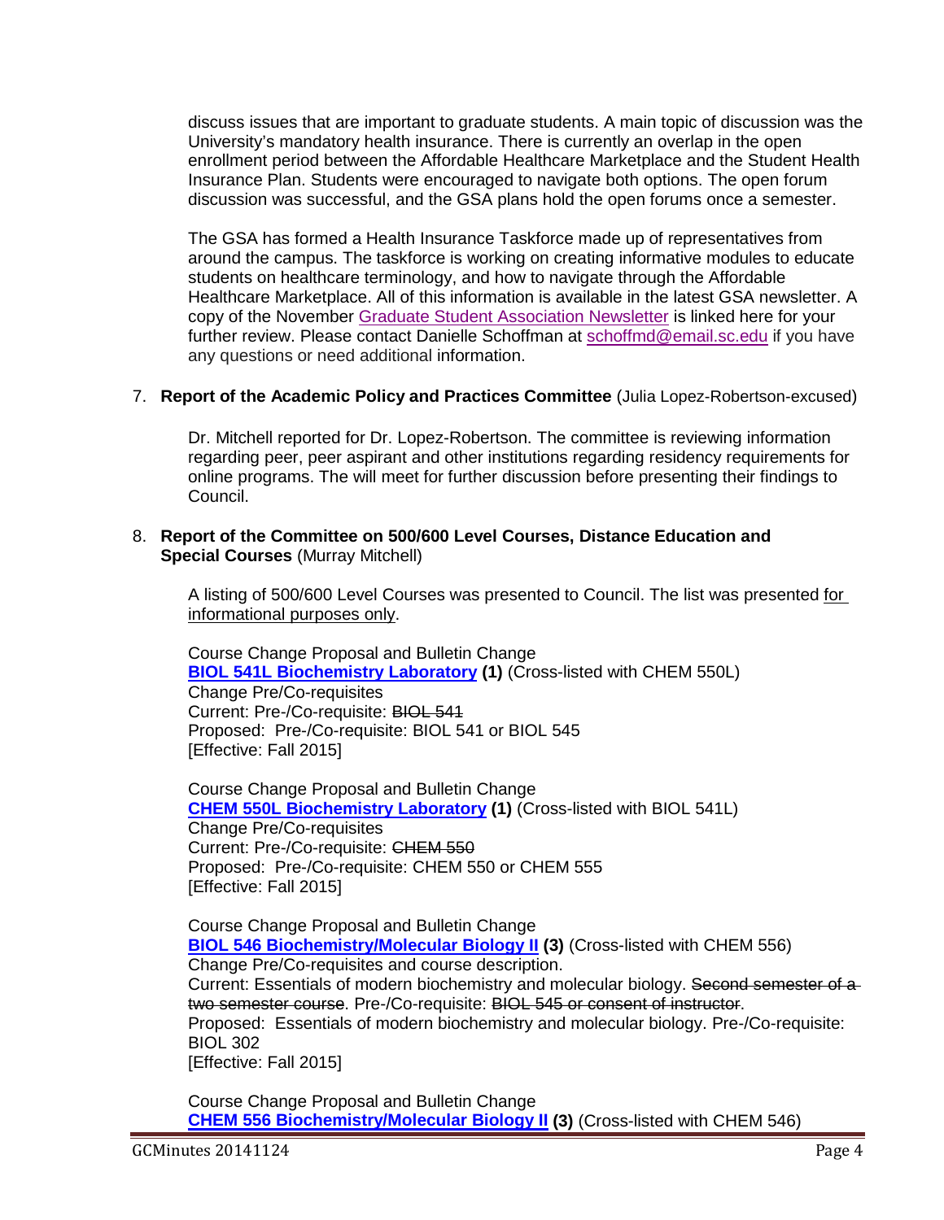discuss issues that are important to graduate students. A main topic of discussion was the University's mandatory health insurance. There is currently an overlap in the open enrollment period between the Affordable Healthcare Marketplace and the Student Health Insurance Plan. Students were encouraged to navigate both options. The open forum discussion was successful, and the GSA plans hold the open forums once a semester.

The GSA has formed a Health Insurance Taskforce made up of representatives from around the campus. The taskforce is working on creating informative modules to educate students on healthcare terminology, and how to navigate through the Affordable Healthcare Marketplace. All of this information is available in the latest GSA newsletter. A copy of the November Graduate Student Association Newsletter is linked here for your further review. Please contact Danielle Schoffman at schoffmd@email.sc.edu if you have any questions or need additional information.

7. **Report of the Academic Policy and Practices Committee** (Julia Lopez-Robertson-excused)

   Dr. Mitchell reported for Dr. Lopez-Robertson. The committee is reviewing information regarding peer, peer aspirant and other institutions regarding residency requirements for online programs. The will meet for further discussion before presenting their findings to Council.

8. **Report of the Committee on 500/600 Level Courses, Distance Education and Special Courses** (Murray Mitchell)

   A listing of 500/600 Level Courses was presented to Council. The list was presented for informational purposes only.

   Course Change Proposal and Bulletin Change
   **BIOL 541L Biochemistry Laboratory (1)** (Cross-listed with CHEM 550L)
   Change Pre/Co-requisites
   Current: Pre-/Co-requisite: ~~BIOL 541~~
   Proposed: Pre-/Co-requisite: BIOL 541 or BIOL 545
   [Effective: Fall 2015]

   Course Change Proposal and Bulletin Change
   **CHEM 550L Biochemistry Laboratory (1)** (Cross-listed with BIOL 541L)
   Change Pre/Co-requisites
   Current: Pre-/Co-requisite: ~~CHEM 550~~
   Proposed: Pre-/Co-requisite: CHEM 550 or CHEM 555
   [Effective: Fall 2015]

   Course Change Proposal and Bulletin Change
   **BIOL 546 Biochemistry/Molecular Biology II (3)** (Cross-listed with CHEM 556)
   Change Pre/Co-requisites and course description.
   Current: Essentials of modern biochemistry and molecular biology. ~~Second semester of a two semester course~~. Pre-/Co-requisite: ~~BIOL 545 or consent of instructor~~.
   Proposed: Essentials of modern biochemistry and molecular biology. Pre-/Co-requisite: BIOL 302
   [Effective: Fall 2015]

   Course Change Proposal and Bulletin Change
   **CHEM 556 Biochemistry/Molecular Biology II (3)** (Cross-listed with CHEM 546)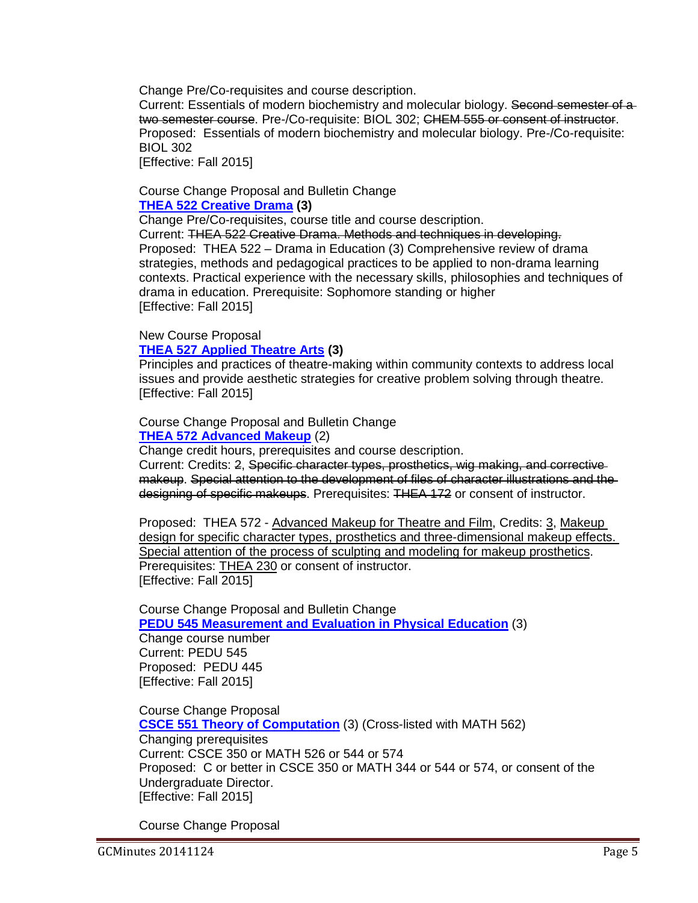Change Pre/Co-requisites and course description.

Current: Essentials of modern biochemistry and molecular biology. ~~Second semester of a two semester course~~. Pre-/Co-requisite: BIOL 302; ~~CHEM 555 or consent of instructor~~.

Proposed: Essentials of modern biochemistry and molecular biology. Pre-/Co-requisite: BIOL 302

[Effective: Fall 2015]

Course Change Proposal and Bulletin Change

**THEA 522 Creative Drama (3)**

Change Pre/Co-requisites, course title and course description.

Current: ~~THEA 522 Creative Drama. Methods and techniques in developing.~~

Proposed: THEA 522 – Drama in Education (3) Comprehensive review of drama strategies, methods and pedagogical practices to be applied to non-drama learning contexts. Practical experience with the necessary skills, philosophies and techniques of drama in education. Prerequisite: Sophomore standing or higher

[Effective: Fall 2015]

New Course Proposal

**THEA 527 Applied Theatre Arts (3)**

Principles and practices of theatre-making within community contexts to address local issues and provide aesthetic strategies for creative problem solving through theatre.

[Effective: Fall 2015]

Course Change Proposal and Bulletin Change

**THEA 572 Advanced Makeup** (2)

Change credit hours, prerequisites and course description.

Current: Credits: ~~2~~, ~~Specific character types, prosthetics, wig making, and corrective makeup~~. ~~Special attention to the development of files of character illustrations and the designing of specific makeups~~. Prerequisites: ~~THEA 172~~ or consent of instructor.

Proposed: THEA 572 - <u>Advanced Makeup for Theatre and Film</u>, Credits: <u>3</u>, <u>Makeup design for specific character types, prosthetics and three-dimensional makeup effects. Special attention of the process of sculpting and modeling for makeup prosthetics</u>. Prerequisites: <u>THEA 230</u> or consent of instructor.

[Effective: Fall 2015]

Course Change Proposal and Bulletin Change

**PEDU 545 Measurement and Evaluation in Physical Education** (3)

Change course number

Current: PEDU 545

Proposed: PEDU 445

[Effective: Fall 2015]

Course Change Proposal

**CSCE 551 Theory of Computation** (3) (Cross-listed with MATH 562)

Changing prerequisites

Current: CSCE 350 or MATH 526 or 544 or 574

Proposed: C or better in CSCE 350 or MATH 344 or 544 or 574, or consent of the Undergraduate Director.

[Effective: Fall 2015]

Course Change Proposal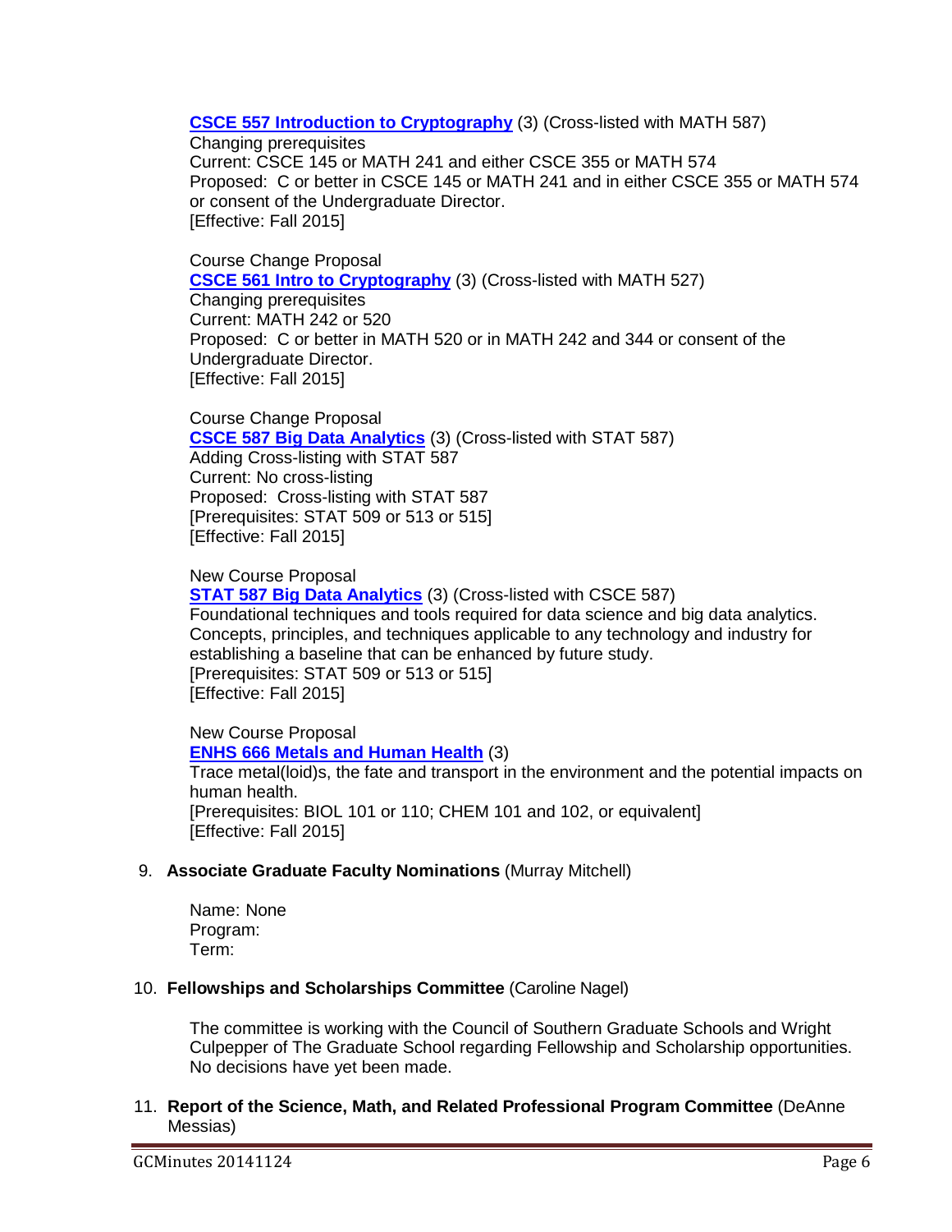**CSCE 557 Introduction to Cryptography** (3) (Cross-listed with MATH 587)
Changing prerequisites
Current: CSCE 145 or MATH 241 and either CSCE 355 or MATH 574
Proposed: C or better in CSCE 145 or MATH 241 and in either CSCE 355 or MATH 574 or consent of the Undergraduate Director.
[Effective: Fall 2015]

Course Change Proposal
**CSCE 561 Intro to Cryptography** (3) (Cross-listed with MATH 527)
Changing prerequisites
Current: MATH 242 or 520
Proposed: C or better in MATH 520 or in MATH 242 and 344 or consent of the Undergraduate Director.
[Effective: Fall 2015]

Course Change Proposal
**CSCE 587 Big Data Analytics** (3) (Cross-listed with STAT 587)
Adding Cross-listing with STAT 587
Current: No cross-listing
Proposed: Cross-listing with STAT 587
[Prerequisites: STAT 509 or 513 or 515]
[Effective: Fall 2015]

New Course Proposal
**STAT 587 Big Data Analytics** (3) (Cross-listed with CSCE 587)
Foundational techniques and tools required for data science and big data analytics. Concepts, principles, and techniques applicable to any technology and industry for establishing a baseline that can be enhanced by future study.
[Prerequisites: STAT 509 or 513 or 515]
[Effective: Fall 2015]

New Course Proposal
**ENHS 666 Metals and Human Health** (3)
Trace metal(loid)s, the fate and transport in the environment and the potential impacts on human health.
[Prerequisites: BIOL 101 or 110; CHEM 101 and 102, or equivalent]
[Effective: Fall 2015]

9. **Associate Graduate Faculty Nominations** (Murray Mitchell)

   Name: None
   Program:
   Term:

10. **Fellowships and Scholarships Committee** (Caroline Nagel)

    The committee is working with the Council of Southern Graduate Schools and Wright Culpepper of The Graduate School regarding Fellowship and Scholarship opportunities. No decisions have yet been made.

11. **Report of the Science, Math, and Related Professional Program Committee** (DeAnne Messias)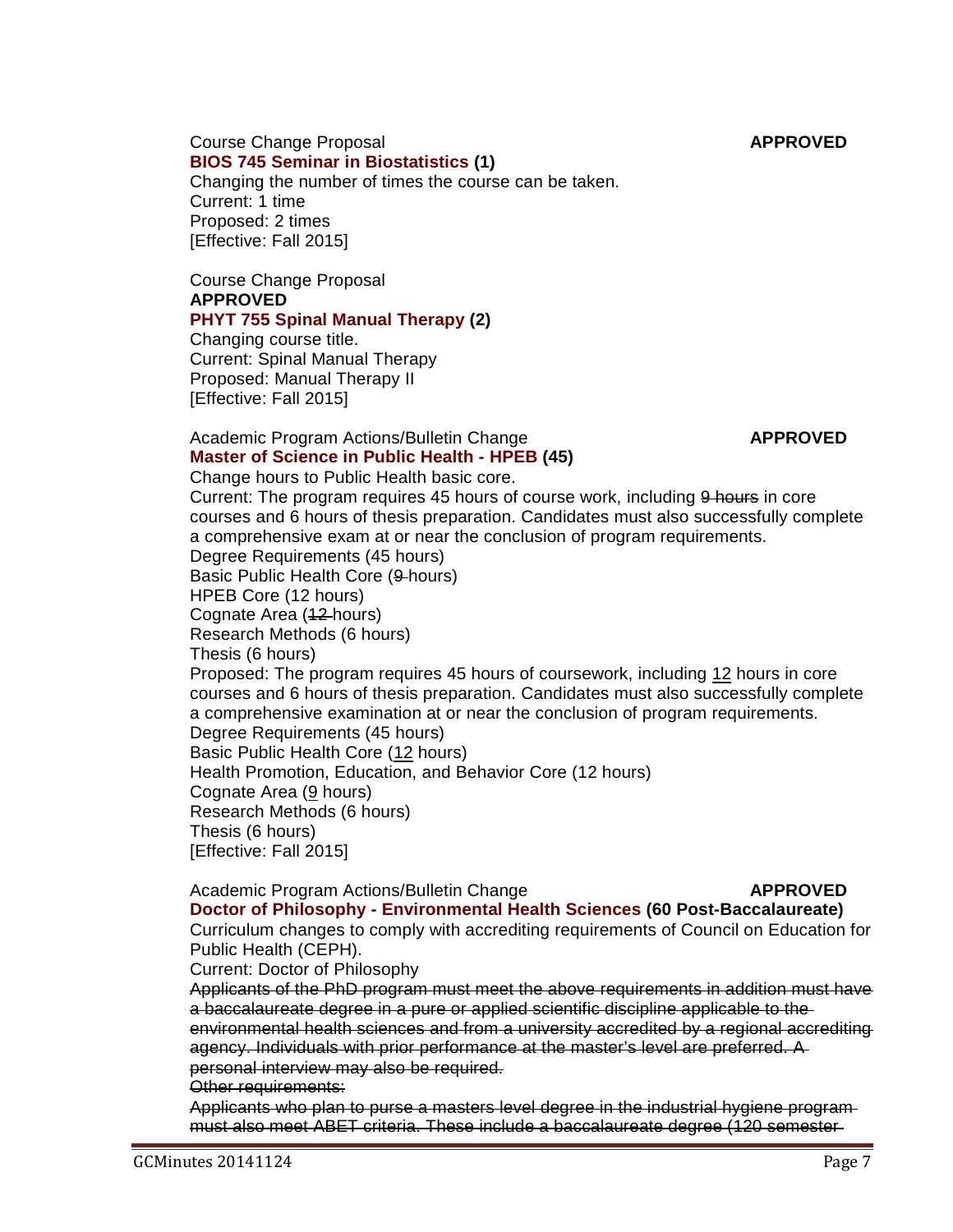Course Change Proposal **APPROVED**
**BIOS 745 Seminar in Biostatistics (1)**
Changing the number of times the course can be taken.
Current: 1 time
Proposed: 2 times
[Effective: Fall 2015]

Course Change Proposal
**APPROVED**
**PHYT 755 Spinal Manual Therapy (2)**
Changing course title.
Current: Spinal Manual Therapy
Proposed: Manual Therapy II
[Effective: Fall 2015]

Academic Program Actions/Bulletin Change **APPROVED**
**Master of Science in Public Health - HPEB (45)**
Change hours to Public Health basic core.
Current: The program requires 45 hours of course work, including ~~9 hours~~ in core courses and 6 hours of thesis preparation. Candidates must also successfully complete a comprehensive exam at or near the conclusion of program requirements.
Degree Requirements (45 hours)
Basic Public Health Core (~~9~~ hours)
HPEB Core (12 hours)
Cognate Area (~~12~~ hours)
Research Methods (6 hours)
Thesis (6 hours)
Proposed: The program requires 45 hours of coursework, including <u>12</u> hours in core courses and 6 hours of thesis preparation. Candidates must also successfully complete a comprehensive examination at or near the conclusion of program requirements.
Degree Requirements (45 hours)
Basic Public Health Core (<u>12</u> hours)
Health Promotion, Education, and Behavior Core (12 hours)
Cognate Area (<u>9</u> hours)
Research Methods (6 hours)
Thesis (6 hours)
[Effective: Fall 2015]

Academic Program Actions/Bulletin Change **APPROVED**
**Doctor of Philosophy - Environmental Health Sciences (60 Post-Baccalaureate)**
Curriculum changes to comply with accrediting requirements of Council on Education for Public Health (CEPH).
Current: Doctor of Philosophy
~~Applicants of the PhD program must meet the above requirements in addition must have a baccalaureate degree in a pure or applied scientific discipline applicable to the environmental health sciences and from a university accredited by a regional accrediting agency. Individuals with prior performance at the master's level are preferred. A personal interview may also be required.~~
~~Other requirements:~~
~~Applicants who plan to purse a masters level degree in the industrial hygiene program must also meet ABET criteria. These include a baccalaureate degree (120 semester~~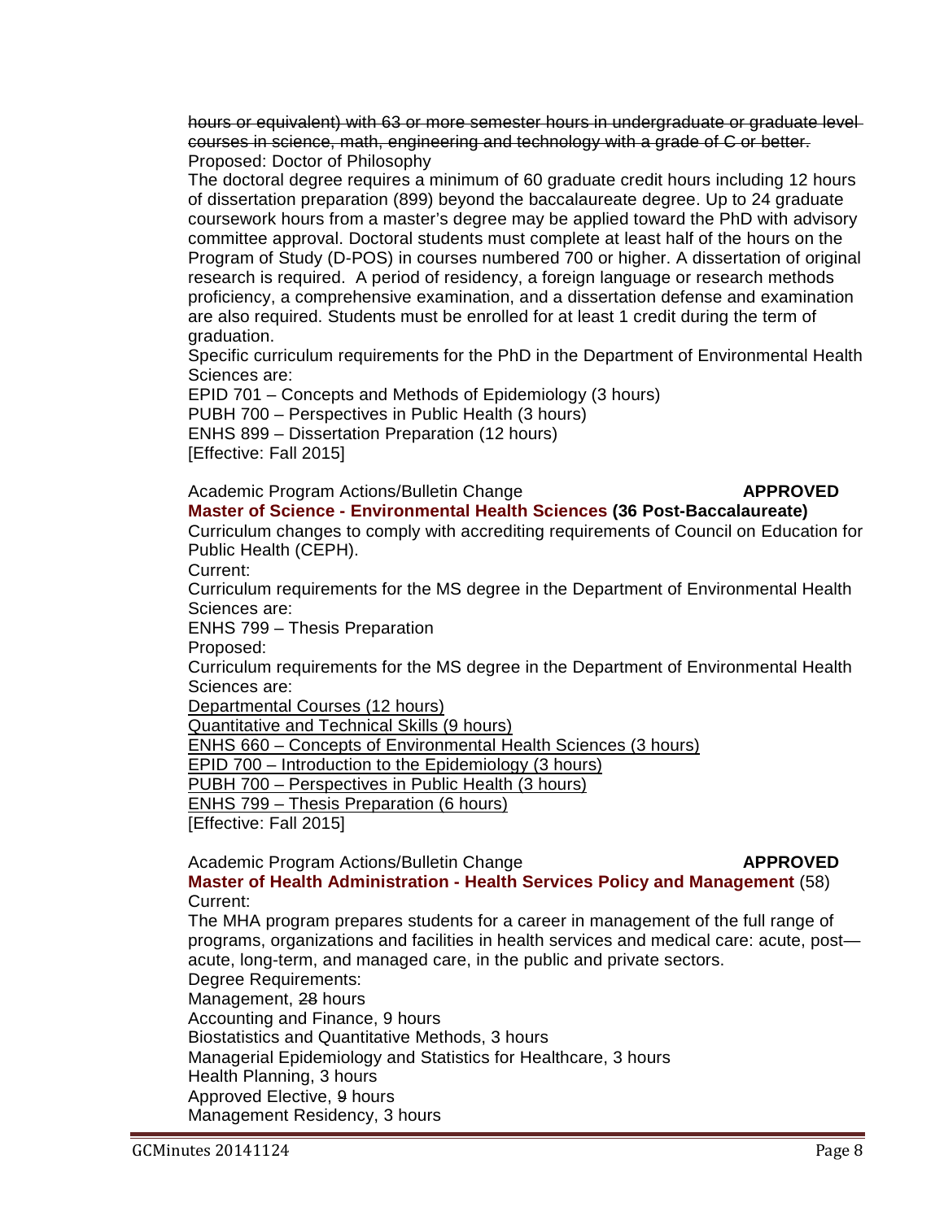~~hours or equivalent) with 63 or more semester hours in undergraduate or graduate level courses in science, math, engineering and technology with a grade of C or better.~~
Proposed: Doctor of Philosophy
The doctoral degree requires a minimum of 60 graduate credit hours including 12 hours of dissertation preparation (899) beyond the baccalaureate degree. Up to 24 graduate coursework hours from a master's degree may be applied toward the PhD with advisory committee approval. Doctoral students must complete at least half of the hours on the Program of Study (D-POS) in courses numbered 700 or higher. A dissertation of original research is required. A period of residency, a foreign language or research methods proficiency, a comprehensive examination, and a dissertation defense and examination are also required. Students must be enrolled for at least 1 credit during the term of graduation.
Specific curriculum requirements for the PhD in the Department of Environmental Health Sciences are:
EPID 701 – Concepts and Methods of Epidemiology (3 hours)
PUBH 700 – Perspectives in Public Health (3 hours)
ENHS 899 – Dissertation Preparation (12 hours)
[Effective: Fall 2015]

Academic Program Actions/Bulletin Change **APPROVED**
**Master of Science - Environmental Health Sciences (36 Post-Baccalaureate)**
Curriculum changes to comply with accrediting requirements of Council on Education for Public Health (CEPH).
Current:
Curriculum requirements for the MS degree in the Department of Environmental Health Sciences are:
ENHS 799 – Thesis Preparation
Proposed:
Curriculum requirements for the MS degree in the Department of Environmental Health Sciences are:
<u>Departmental Courses (12 hours)</u>
<u>Quantitative and Technical Skills (9 hours)</u>
<u>ENHS 660 – Concepts of Environmental Health Sciences (3 hours)</u>
<u>EPID 700 – Introduction to the Epidemiology (3 hours)</u>
<u>PUBH 700 – Perspectives in Public Health (3 hours)</u>
<u>ENHS 799 – Thesis Preparation (6 hours)</u>
[Effective: Fall 2015]

Academic Program Actions/Bulletin Change **APPROVED**
**Master of Health Administration - Health Services Policy and Management** (58)
Current:
The MHA program prepares students for a career in management of the full range of programs, organizations and facilities in health services and medical care: acute, post—acute, long-term, and managed care, in the public and private sectors.
Degree Requirements:
Management, 2~~8~~ hours
Accounting and Finance, 9 hours
Biostatistics and Quantitative Methods, 3 hours
Managerial Epidemiology and Statistics for Healthcare, 3 hours
Health Planning, 3 hours
Approved Elective, ~~9~~ hours
Management Residency, 3 hours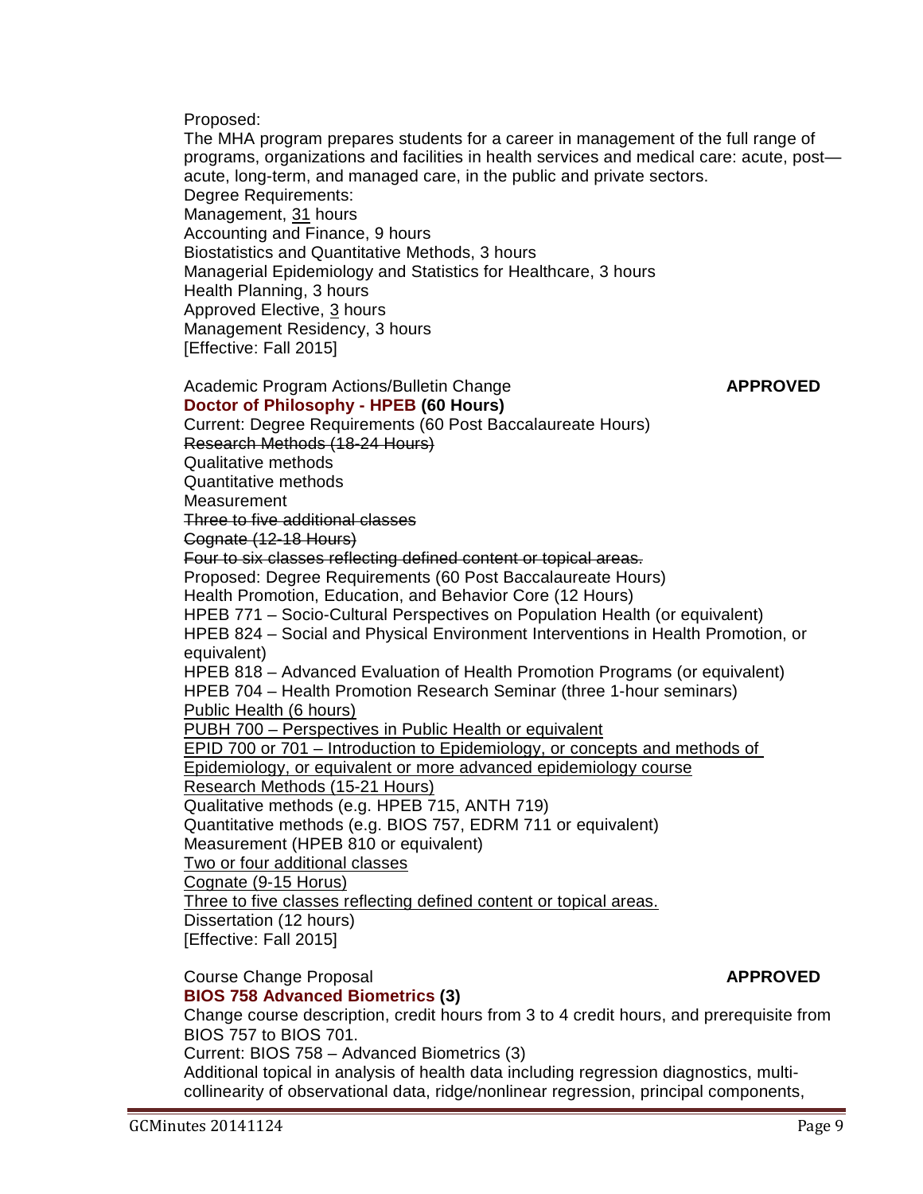Proposed:
The MHA program prepares students for a career in management of the full range of programs, organizations and facilities in health services and medical care: acute, post—acute, long-term, and managed care, in the public and private sectors.
Degree Requirements:
Management, <u>31</u> hours
Accounting and Finance, 9 hours
Biostatistics and Quantitative Methods, 3 hours
Managerial Epidemiology and Statistics for Healthcare, 3 hours
Health Planning, 3 hours
Approved Elective, <u>3</u> hours
Management Residency, 3 hours
[Effective: Fall 2015]

Academic Program Actions/Bulletin Change **APPROVED**
**Doctor of Philosophy - HPEB (60 Hours)**
Current: Degree Requirements (60 Post Baccalaureate Hours)
~~Research Methods (18-24 Hours)~~
Qualitative methods
Quantitative methods
Measurement
~~Three to five additional classes~~
~~Cognate (12-18 Hours)~~
~~Four to six classes reflecting defined content or topical areas.~~
Proposed: Degree Requirements (60 Post Baccalaureate Hours)
Health Promotion, Education, and Behavior Core (12 Hours)
HPEB 771 – Socio-Cultural Perspectives on Population Health (or equivalent)
HPEB 824 – Social and Physical Environment Interventions in Health Promotion, or equivalent)
HPEB 818 – Advanced Evaluation of Health Promotion Programs (or equivalent)
HPEB 704 – Health Promotion Research Seminar (three 1-hour seminars)
<u>Public Health (6 hours)</u>
<u>PUBH 700 – Perspectives in Public Health or equivalent</u>
<u>EPID 700 or 701 – Introduction to Epidemiology, or concepts and methods of Epidemiology, or equivalent or more advanced epidemiology course</u>
<u>Research Methods (15-21 Hours)</u>
Qualitative methods (e.g. HPEB 715, ANTH 719)
Quantitative methods (e.g. BIOS 757, EDRM 711 or equivalent)
Measurement (HPEB 810 or equivalent)
<u>Two or four additional classes</u>
<u>Cognate (9-15 Horus)</u>
<u>Three to five classes reflecting defined content or topical areas.</u>
Dissertation (12 hours)
[Effective: Fall 2015]

Course Change Proposal **APPROVED**
**BIOS 758 Advanced Biometrics (3)**
Change course description, credit hours from 3 to 4 credit hours, and prerequisite from BIOS 757 to BIOS 701.
Current: BIOS 758 – Advanced Biometrics (3)
Additional topical in analysis of health data including regression diagnostics, multi-collinearity of observational data, ridge/nonlinear regression, principal components,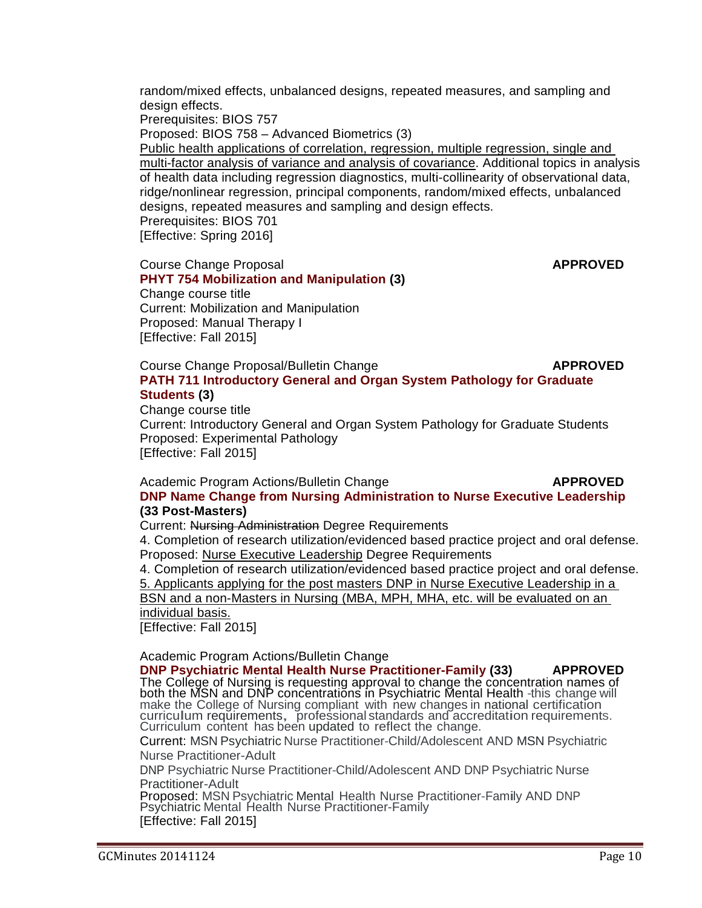random/mixed effects, unbalanced designs, repeated measures, and sampling and design effects.
Prerequisites: BIOS 757
Proposed: BIOS 758 – Advanced Biometrics (3)
<u>Public health applications of correlation, regression, multiple regression, single and multi-factor analysis of variance and analysis of covariance</u>. Additional topics in analysis of health data including regression diagnostics, multi-collinearity of observational data, ridge/nonlinear regression, principal components, random/mixed effects, unbalanced designs, repeated measures and sampling and design effects.
Prerequisites: BIOS 701
[Effective: Spring 2016]

Course Change Proposal **APPROVED**
**PHYT 754 Mobilization and Manipulation (3)**
Change course title
Current: Mobilization and Manipulation
Proposed: Manual Therapy I
[Effective: Fall 2015]

Course Change Proposal/Bulletin Change **APPROVED**
**PATH 711 Introductory General and Organ System Pathology for Graduate Students (3)**
Change course title
Current: Introductory General and Organ System Pathology for Graduate Students
Proposed: Experimental Pathology
[Effective: Fall 2015]

Academic Program Actions/Bulletin Change **APPROVED**
**DNP Name Change from Nursing Administration to Nurse Executive Leadership (33 Post-Masters)**
Current: ~~Nursing Administration~~ Degree Requirements
4. Completion of research utilization/evidenced based practice project and oral defense.
Proposed: <u>Nurse Executive Leadership</u> Degree Requirements
4. Completion of research utilization/evidenced based practice project and oral defense.
<u>5. Applicants applying for the post masters DNP in Nurse Executive Leadership in a BSN and a non-Masters in Nursing (MBA, MPH, MHA, etc. will be evaluated on an individual basis.</u>
[Effective: Fall 2015]

Academic Program Actions/Bulletin Change
**DNP Psychiatric Mental Health Nurse Practitioner-Family (33)** **APPROVED**
The College of Nursing is requesting approval to change the concentration names of both the MSN and DNP concentrations in Psychiatric Mental Health -this change will make the College of Nursing compliant with new changes in national certification curriculum requirements, professional standards and accreditation requirements. Curriculum content has been updated to reflect the change.
Current: MSN Psychiatric Nurse Practitioner-Child/Adolescent AND MSN Psychiatric Nurse Practitioner-Adult
DNP Psychiatric Nurse Practitioner-Child/Adolescent AND DNP Psychiatric Nurse Practitioner-Adult
Proposed: MSN Psychiatric Mental Health Nurse Practitioner-Family AND DNP Psychiatric Mental Health Nurse Practitioner-Family
[Effective: Fall 2015]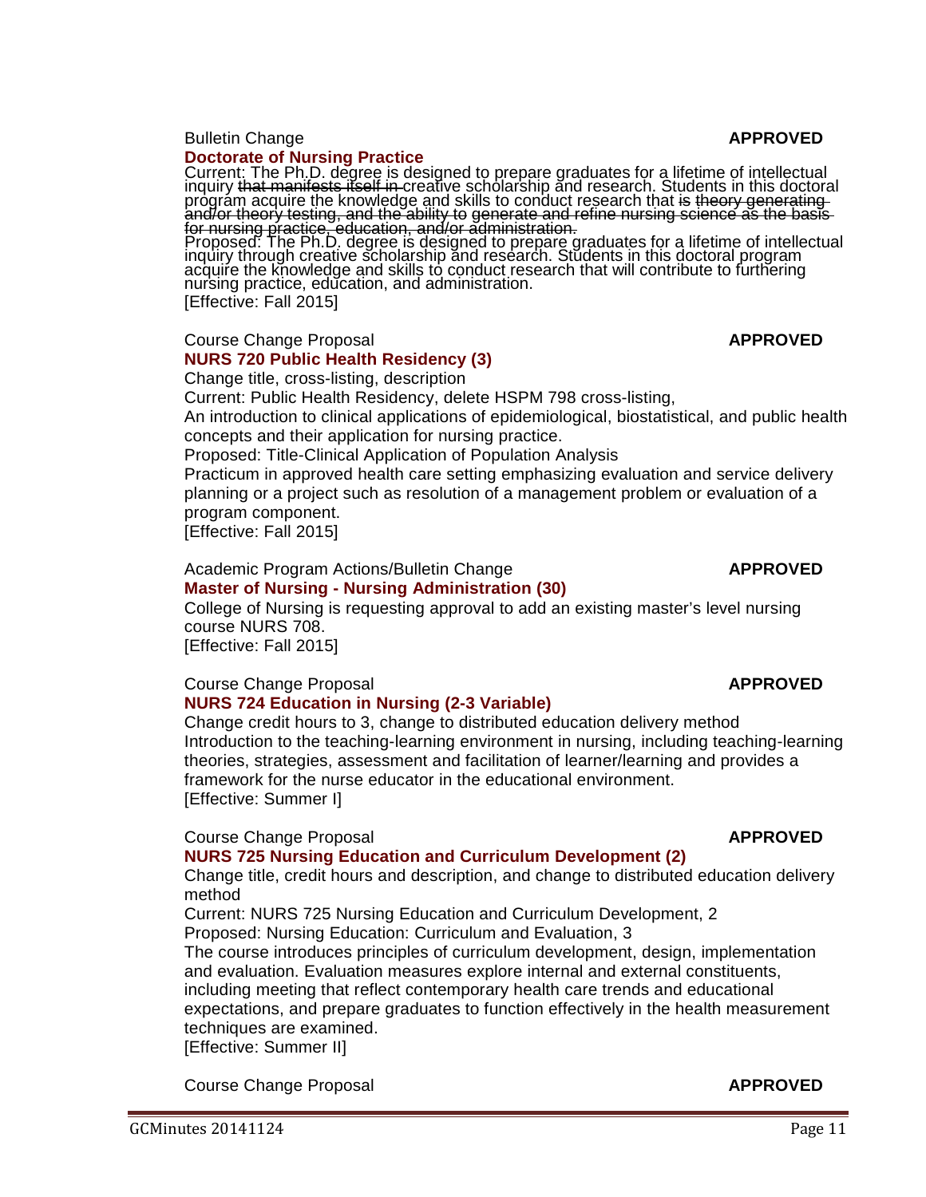Bulletin Change **APPROVED**

**Doctorate of Nursing Practice**

Current: The Ph.D. degree is designed to prepare graduates for a lifetime of intellectual inquiry ~~that manifests itself in~~ creative scholarship and research. Students in this doctoral program acquire the knowledge and skills to conduct research that ~~is theory generating and/or theory testing, and the ability to generate and refine nursing science as the basis for nursing practice, education, and/or administration.~~

Proposed: The Ph.D. degree is designed to prepare graduates for a lifetime of intellectual inquiry through creative scholarship and research. Students in this doctoral program acquire the knowledge and skills to conduct research that will contribute to furthering nursing practice, education, and administration.

[Effective: Fall 2015]

Course Change Proposal **APPROVED**

**NURS 720 Public Health Residency (3)**

Change title, cross-listing, description

Current: Public Health Residency, delete HSPM 798 cross-listing,

An introduction to clinical applications of epidemiological, biostatistical, and public health concepts and their application for nursing practice.

Proposed: Title-Clinical Application of Population Analysis

Practicum in approved health care setting emphasizing evaluation and service delivery planning or a project such as resolution of a management problem or evaluation of a program component.

[Effective: Fall 2015]

Academic Program Actions/Bulletin Change **APPROVED**

**Master of Nursing - Nursing Administration (30)**

College of Nursing is requesting approval to add an existing master's level nursing course NURS 708.

[Effective: Fall 2015]

Course Change Proposal **APPROVED**

**NURS 724 Education in Nursing (2-3 Variable)**

Change credit hours to 3, change to distributed education delivery method

Introduction to the teaching-learning environment in nursing, including teaching-learning theories, strategies, assessment and facilitation of learner/learning and provides a framework for the nurse educator in the educational environment.

[Effective: Summer I]

Course Change Proposal **APPROVED**

**NURS 725 Nursing Education and Curriculum Development (2)**

Change title, credit hours and description, and change to distributed education delivery method

Current: NURS 725 Nursing Education and Curriculum Development, 2

Proposed: Nursing Education: Curriculum and Evaluation, 3

The course introduces principles of curriculum development, design, implementation and evaluation. Evaluation measures explore internal and external constituents, including meeting that reflect contemporary health care trends and educational expectations, and prepare graduates to function effectively in the health measurement techniques are examined.

[Effective: Summer II]

Course Change Proposal **APPROVED**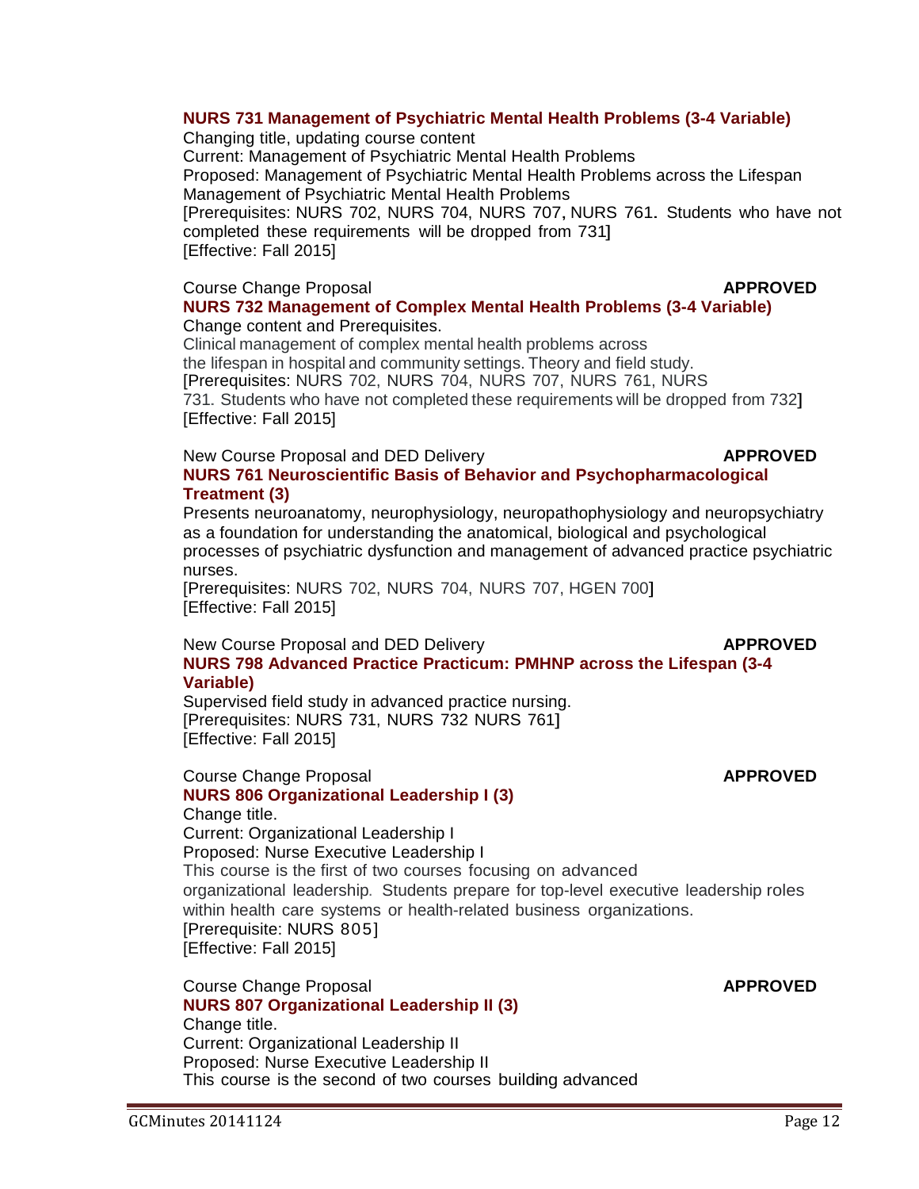**NURS 731 Management of Psychiatric Mental Health Problems (3-4 Variable)**
Changing title, updating course content
Current: Management of Psychiatric Mental Health Problems
Proposed: Management of Psychiatric Mental Health Problems across the Lifespan
Management of Psychiatric Mental Health Problems
[Prerequisites: NURS 702, NURS 704, NURS 707, NURS 761. Students who have not completed these requirements will be dropped from 731]
[Effective: Fall 2015]

Course Change Proposal **APPROVED**
**NURS 732 Management of Complex Mental Health Problems (3-4 Variable)**
Change content and Prerequisites.
Clinical management of complex mental health problems across the lifespan in hospital and community settings. Theory and field study.
[Prerequisites: NURS 702, NURS 704, NURS 707, NURS 761, NURS 731. Students who have not completed these requirements will be dropped from 732]
[Effective: Fall 2015]

New Course Proposal and DED Delivery **APPROVED**
**NURS 761 Neuroscientific Basis of Behavior and Psychopharmacological Treatment (3)**
Presents neuroanatomy, neurophysiology, neuropathophysiology and neuropsychiatry as a foundation for understanding the anatomical, biological and psychological processes of psychiatric dysfunction and management of advanced practice psychiatric nurses.
[Prerequisites: NURS 702, NURS 704, NURS 707, HGEN 700]
[Effective: Fall 2015]

New Course Proposal and DED Delivery **APPROVED**
**NURS 798 Advanced Practice Practicum: PMHNP across the Lifespan (3-4 Variable)**
Supervised field study in advanced practice nursing.
[Prerequisites: NURS 731, NURS 732 NURS 761]
[Effective: Fall 2015]

Course Change Proposal **APPROVED**
**NURS 806 Organizational Leadership I (3)**
Change title.
Current: Organizational Leadership I
Proposed: Nurse Executive Leadership I
This course is the first of two courses focusing on advanced organizational leadership. Students prepare for top-level executive leadership roles within health care systems or health-related business organizations.
[Prerequisite: NURS 805]
[Effective: Fall 2015]

Course Change Proposal **APPROVED**
**NURS 807 Organizational Leadership II (3)**
Change title.
Current: Organizational Leadership II
Proposed: Nurse Executive Leadership II
This course is the second of two courses building advanced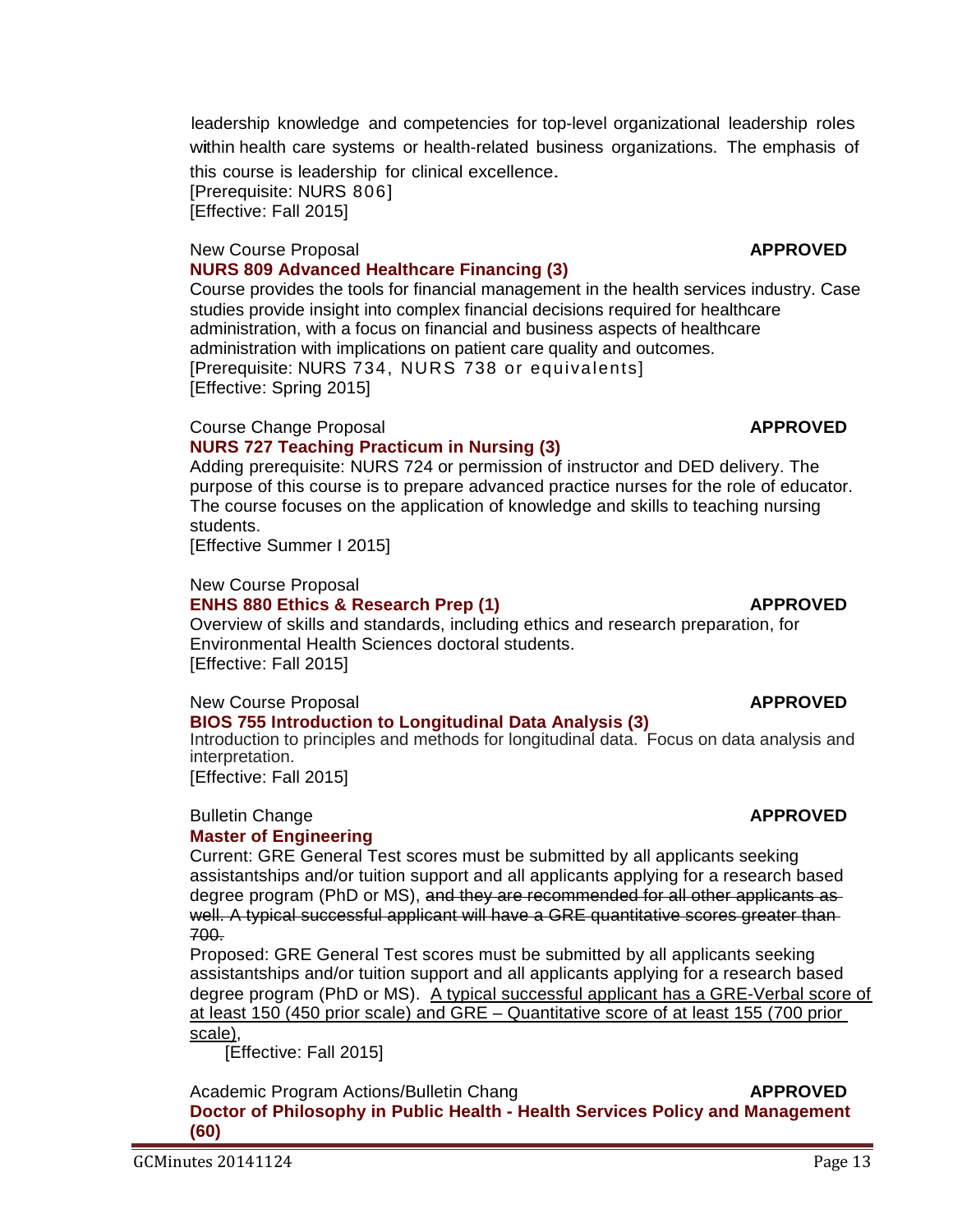leadership knowledge and competencies for top-level organizational leadership roles within health care systems or health-related business organizations. The emphasis of this course is leadership for clinical excellence.
[Prerequisite: NURS 806]
[Effective: Fall 2015]

New Course Proposal **APPROVED**
**NURS 809 Advanced Healthcare Financing (3)**
Course provides the tools for financial management in the health services industry. Case studies provide insight into complex financial decisions required for healthcare administration, with a focus on financial and business aspects of healthcare administration with implications on patient care quality and outcomes.
[Prerequisite: NURS 734, NURS 738 or equivalents]
[Effective: Spring 2015]

Course Change Proposal **APPROVED**
**NURS 727 Teaching Practicum in Nursing (3)**
Adding prerequisite: NURS 724 or permission of instructor and DED delivery. The purpose of this course is to prepare advanced practice nurses for the role of educator. The course focuses on the application of knowledge and skills to teaching nursing students.
[Effective Summer I 2015]

New Course Proposal
**ENHS 880 Ethics & Research Prep (1)** **APPROVED**
Overview of skills and standards, including ethics and research preparation, for Environmental Health Sciences doctoral students.
[Effective: Fall 2015]

New Course Proposal **APPROVED**
**BIOS 755 Introduction to Longitudinal Data Analysis (3)**
Introduction to principles and methods for longitudinal data. Focus on data analysis and interpretation.
[Effective: Fall 2015]

Bulletin Change **APPROVED**
**Master of Engineering**
Current: GRE General Test scores must be submitted by all applicants seeking assistantships and/or tuition support and all applicants applying for a research based degree program (PhD or MS), ~~and they are recommended for all other applicants as well. A typical successful applicant will have a GRE quantitative scores greater than 700.~~
Proposed: GRE General Test scores must be submitted by all applicants seeking assistantships and/or tuition support and all applicants applying for a research based degree program (PhD or MS). <u>A typical successful applicant has a GRE-Verbal score of at least 150 (450 prior scale) and GRE – Quantitative score of at least 155 (700 prior scale)</u>,
[Effective: Fall 2015]

Academic Program Actions/Bulletin Chang **APPROVED**
**Doctor of Philosophy in Public Health - Health Services Policy and Management (60)**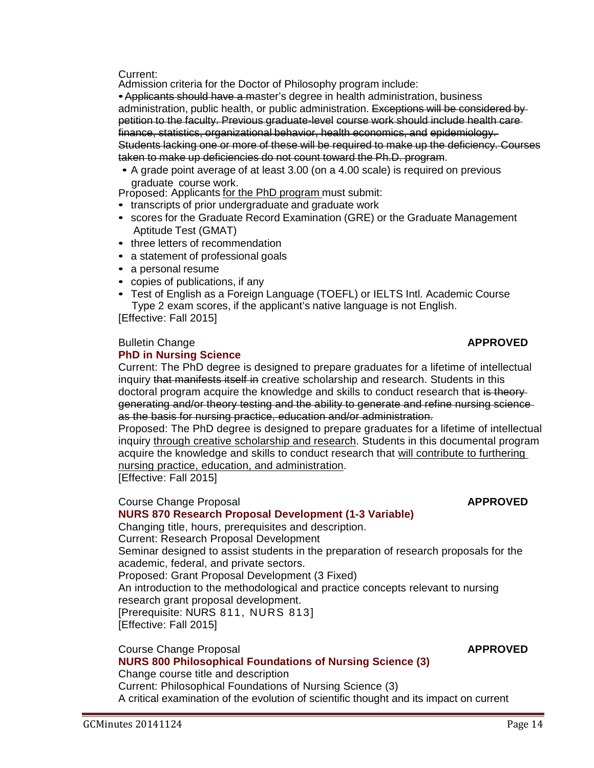Current:
Admission criteria for the Doctor of Philosophy program include:

- ~~Applicants should have a m~~aster's degree in health administration, business administration, public health, or public administration. ~~Exceptions will be considered by petition to the faculty. Previous graduate-level~~ ~~course work should include health care finance, statistics, organizational behavior, health economics, and~~ ~~epidemiology. Students lacking one or more of these will be required to make up the deficiency. Courses taken to make up deficiencies do not count toward the Ph.D. program~~.
- A grade point average of at least 3.00 (on a 4.00 scale) is required on previous graduate course work.

Proposed: Applicants <u>for the PhD program</u> must submit:

- transcripts of prior undergraduate and graduate work
- scores for the Graduate Record Examination (GRE) or the Graduate Management Aptitude Test (GMAT)
- three letters of recommendation
- a statement of professional goals
- a personal resume
- copies of publications, if any
- Test of English as a Foreign Language (TOEFL) or IELTS Intl. Academic Course Type 2 exam scores, if the applicant's native language is not English.

[Effective: Fall 2015]

Bulletin Change **APPROVED**

**PhD in Nursing Science**

Current: The PhD degree is designed to prepare graduates for a lifetime of intellectual inquiry ~~that manifests itself in~~ creative scholarship and research. Students in this doctoral program acquire the knowledge and skills to conduct research that ~~is theory generating and/or theory testing and the ability to generate and refine nursing science as the basis for nursing practice, education and/or administration.~~

Proposed: The PhD degree is designed to prepare graduates for a lifetime of intellectual inquiry <u>through creative scholarship and research</u>. Students in this documental program acquire the knowledge and skills to conduct research that <u>will contribute to furthering nursing practice, education, and administration</u>.

[Effective: Fall 2015]

Course Change Proposal **APPROVED**

**NURS 870 Research Proposal Development (1-3 Variable)**

Changing title, hours, prerequisites and description.

Current: Research Proposal Development

Seminar designed to assist students in the preparation of research proposals for the academic, federal, and private sectors.

Proposed: Grant Proposal Development (3 Fixed)

An introduction to the methodological and practice concepts relevant to nursing research grant proposal development.

[Prerequisite: NURS 811, NURS 813]

[Effective: Fall 2015]

Course Change Proposal **APPROVED**

**NURS 800 Philosophical Foundations of Nursing Science (3)**

Change course title and description

Current: Philosophical Foundations of Nursing Science (3)

A critical examination of the evolution of scientific thought and its impact on current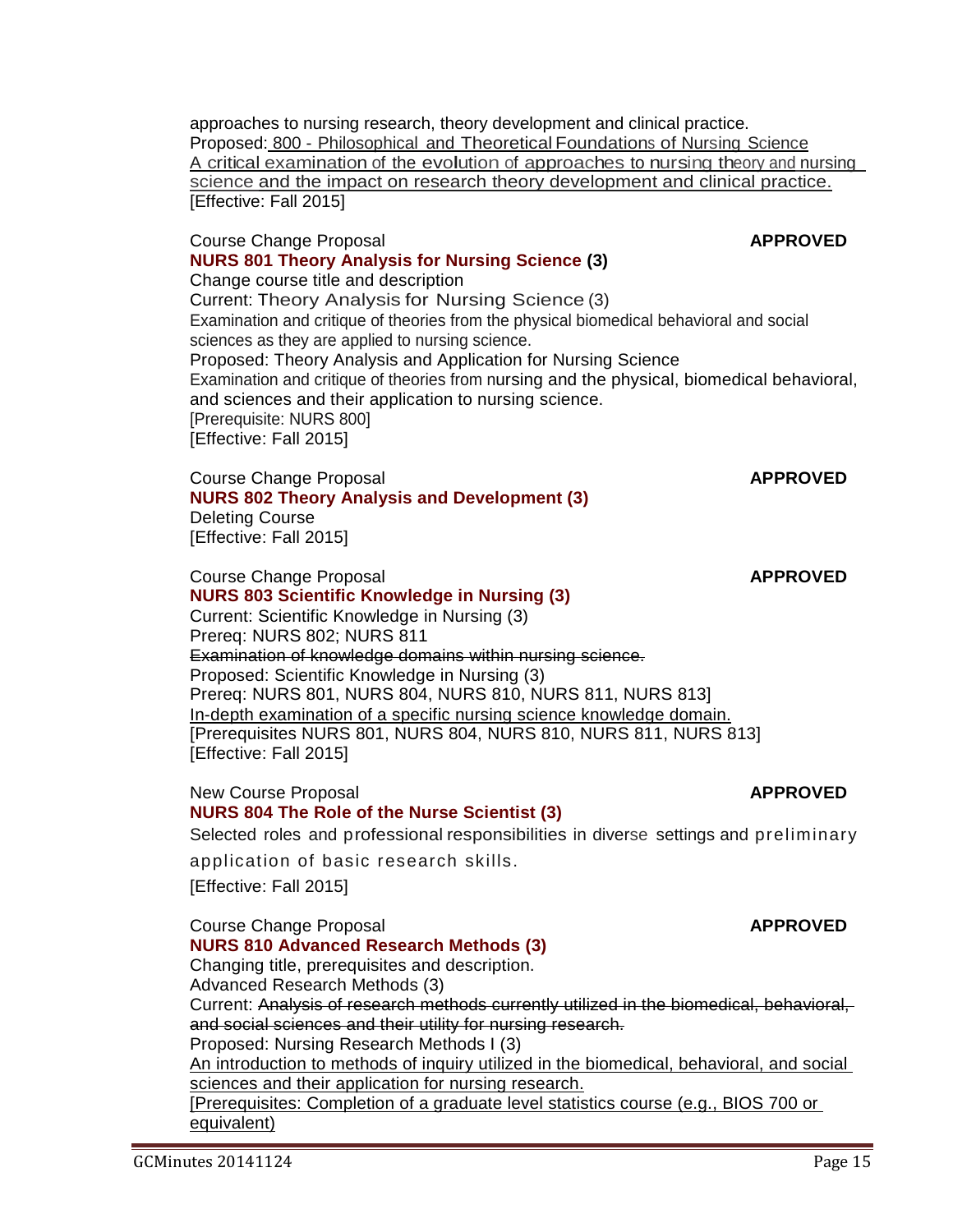approaches to nursing research, theory development and clinical practice.
Proposed: <u>800 - Philosophical and Theoretical Foundations of Nursing Science</u>
<u>A critical examination of the evolution of approaches to nursing theory and nursing science and the impact on research theory development and clinical practice.</u>
[Effective: Fall 2015]

Course Change Proposal **APPROVED**
**NURS 801 Theory Analysis for Nursing Science (3)**
Change course title and description
Current: Theory Analysis for Nursing Science (3)
Examination and critique of theories from the physical biomedical behavioral and social sciences as they are applied to nursing science.
Proposed: Theory Analysis and Application for Nursing Science
Examination and critique of theories from nursing and the physical, biomedical behavioral, and sciences and their application to nursing science.
[Prerequisite: NURS 800]
[Effective: Fall 2015]

Course Change Proposal **APPROVED**
**NURS 802 Theory Analysis and Development (3)**
Deleting Course
[Effective: Fall 2015]

Course Change Proposal **APPROVED**
**NURS 803 Scientific Knowledge in Nursing (3)**
Current: Scientific Knowledge in Nursing (3)
Prereq: NURS 802; NURS 811
~~Examination of knowledge domains within nursing science.~~
Proposed: Scientific Knowledge in Nursing (3)
Prereq: NURS 801, NURS 804, NURS 810, NURS 811, NURS 813]
<u>In-depth examination of a specific nursing science knowledge domain.</u>
[Prerequisites NURS 801, NURS 804, NURS 810, NURS 811, NURS 813]
[Effective: Fall 2015]

New Course Proposal **APPROVED**
**NURS 804 The Role of the Nurse Scientist (3)**
Selected roles and professional responsibilities in diverse settings and preliminary application of basic research skills.
[Effective: Fall 2015]

Course Change Proposal **APPROVED**
**NURS 810 Advanced Research Methods (3)**
Changing title, prerequisites and description.
Advanced Research Methods (3)
Current: ~~Analysis of research methods currently utilized in the biomedical, behavioral, and social sciences and their utility for nursing research.~~
Proposed: Nursing Research Methods I (3)
<u>An introduction to methods of inquiry utilized in the biomedical, behavioral, and social sciences and their application for nursing research.</u>
<u>[Prerequisites: Completion of a graduate level statistics course (e.g., BIOS 700 or equivalent)</u>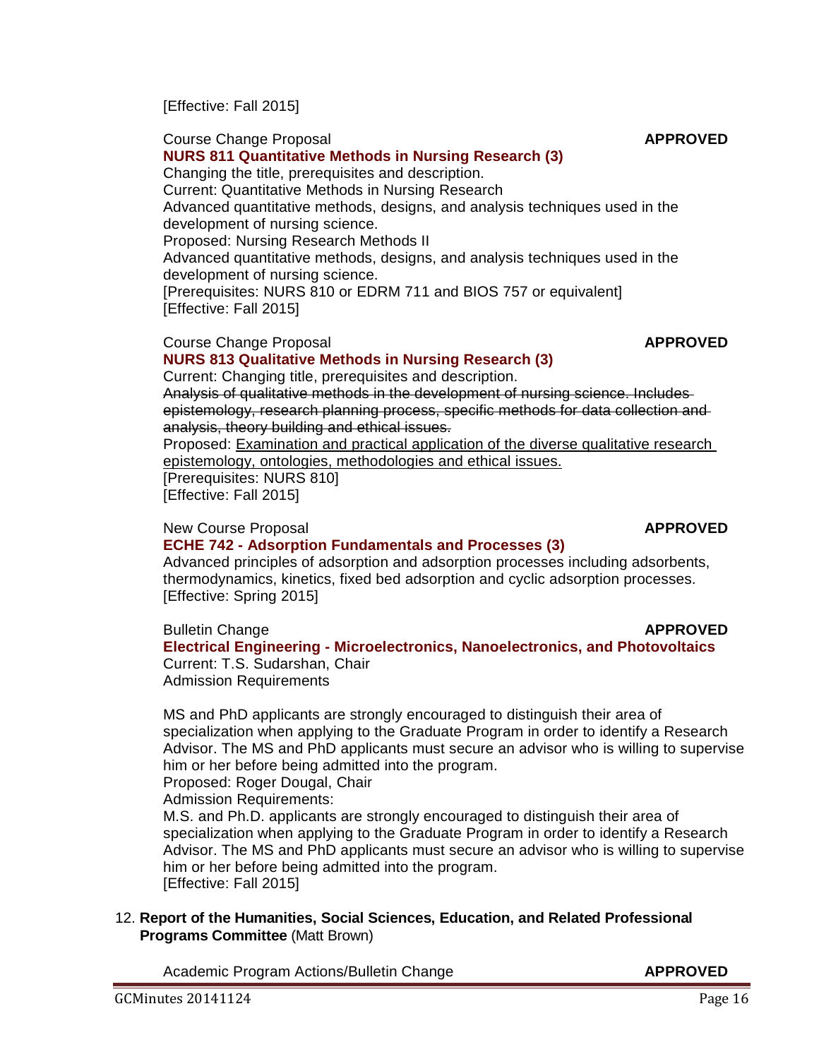[Effective: Fall 2015]

Course Change Proposal **APPROVED**

**NURS 811 Quantitative Methods in Nursing Research (3)**

Changing the title, prerequisites and description.

Current: Quantitative Methods in Nursing Research

Advanced quantitative methods, designs, and analysis techniques used in the development of nursing science.

Proposed: Nursing Research Methods II

Advanced quantitative methods, designs, and analysis techniques used in the development of nursing science.

[Prerequisites: NURS 810 or EDRM 711 and BIOS 757 or equivalent]

[Effective: Fall 2015]

Course Change Proposal **APPROVED**

**NURS 813 Qualitative Methods in Nursing Research (3)**

Current: Changing title, prerequisites and description.

~~Analysis of qualitative methods in the development of nursing science. Includes epistemology, research planning process, specific methods for data collection and analysis, theory building and ethical issues.~~

Proposed: <u>Examination and practical application of the diverse qualitative research epistemology, ontologies, methodologies and ethical issues.</u>

[Prerequisites: NURS 810]

[Effective: Fall 2015]

New Course Proposal **APPROVED**

**ECHE 742 - Adsorption Fundamentals and Processes (3)**

Advanced principles of adsorption and adsorption processes including adsorbents, thermodynamics, kinetics, fixed bed adsorption and cyclic adsorption processes.

[Effective: Spring 2015]

Bulletin Change **APPROVED**

**Electrical Engineering - Microelectronics, Nanoelectronics, and Photovoltaics**

Current: T.S. Sudarshan, Chair

Admission Requirements

MS and PhD applicants are strongly encouraged to distinguish their area of specialization when applying to the Graduate Program in order to identify a Research Advisor. The MS and PhD applicants must secure an advisor who is willing to supervise him or her before being admitted into the program.

Proposed: Roger Dougal, Chair

Admission Requirements:

M.S. and Ph.D. applicants are strongly encouraged to distinguish their area of specialization when applying to the Graduate Program in order to identify a Research Advisor. The MS and PhD applicants must secure an advisor who is willing to supervise him or her before being admitted into the program.

[Effective: Fall 2015]

12. **Report of the Humanities, Social Sciences, Education, and Related Professional Programs Committee** (Matt Brown)

Academic Program Actions/Bulletin Change **APPROVED**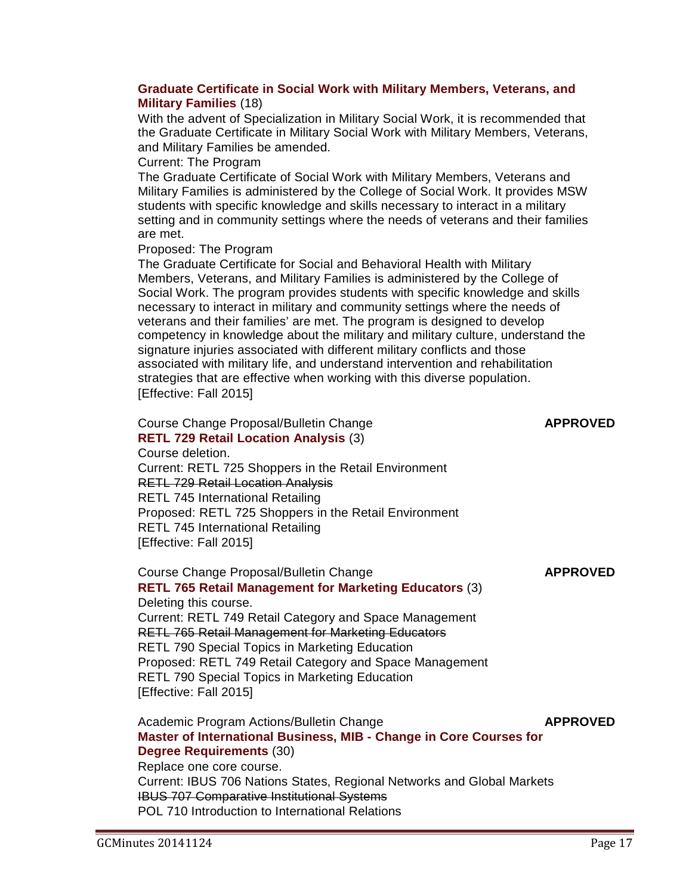**Graduate Certificate in Social Work with Military Members, Veterans, and Military Families** (18)

With the advent of Specialization in Military Social Work, it is recommended that the Graduate Certificate in Military Social Work with Military Members, Veterans, and Military Families be amended.

Current: The Program

The Graduate Certificate of Social Work with Military Members, Veterans and Military Families is administered by the College of Social Work. It provides MSW students with specific knowledge and skills necessary to interact in a military setting and in community settings where the needs of veterans and their families are met.

Proposed: The Program

The Graduate Certificate for Social and Behavioral Health with Military Members, Veterans, and Military Families is administered by the College of Social Work. The program provides students with specific knowledge and skills necessary to interact in military and community settings where the needs of veterans and their families' are met. The program is designed to develop competency in knowledge about the military and military culture, understand the signature injuries associated with different military conflicts and those associated with military life, and understand intervention and rehabilitation strategies that are effective when working with this diverse population.

[Effective: Fall 2015]

Course Change Proposal/Bulletin Change **APPROVED**

**RETL 729 Retail Location Analysis** (3)

Course deletion.

Current: RETL 725 Shoppers in the Retail Environment

~~RETL 729 Retail Location Analysis~~

RETL 745 International Retailing

Proposed: RETL 725 Shoppers in the Retail Environment

RETL 745 International Retailing

[Effective: Fall 2015]

Course Change Proposal/Bulletin Change **APPROVED**

**RETL 765 Retail Management for Marketing Educators** (3)

Deleting this course.

Current: RETL 749 Retail Category and Space Management

~~RETL 765 Retail Management for Marketing Educators~~

RETL 790 Special Topics in Marketing Education

Proposed: RETL 749 Retail Category and Space Management

RETL 790 Special Topics in Marketing Education

[Effective: Fall 2015]

Academic Program Actions/Bulletin Change **APPROVED**

**Master of International Business, MIB - Change in Core Courses for Degree Requirements** (30)

Replace one core course.

Current: IBUS 706 Nations States, Regional Networks and Global Markets

~~IBUS 707 Comparative Institutional Systems~~

POL 710 Introduction to International Relations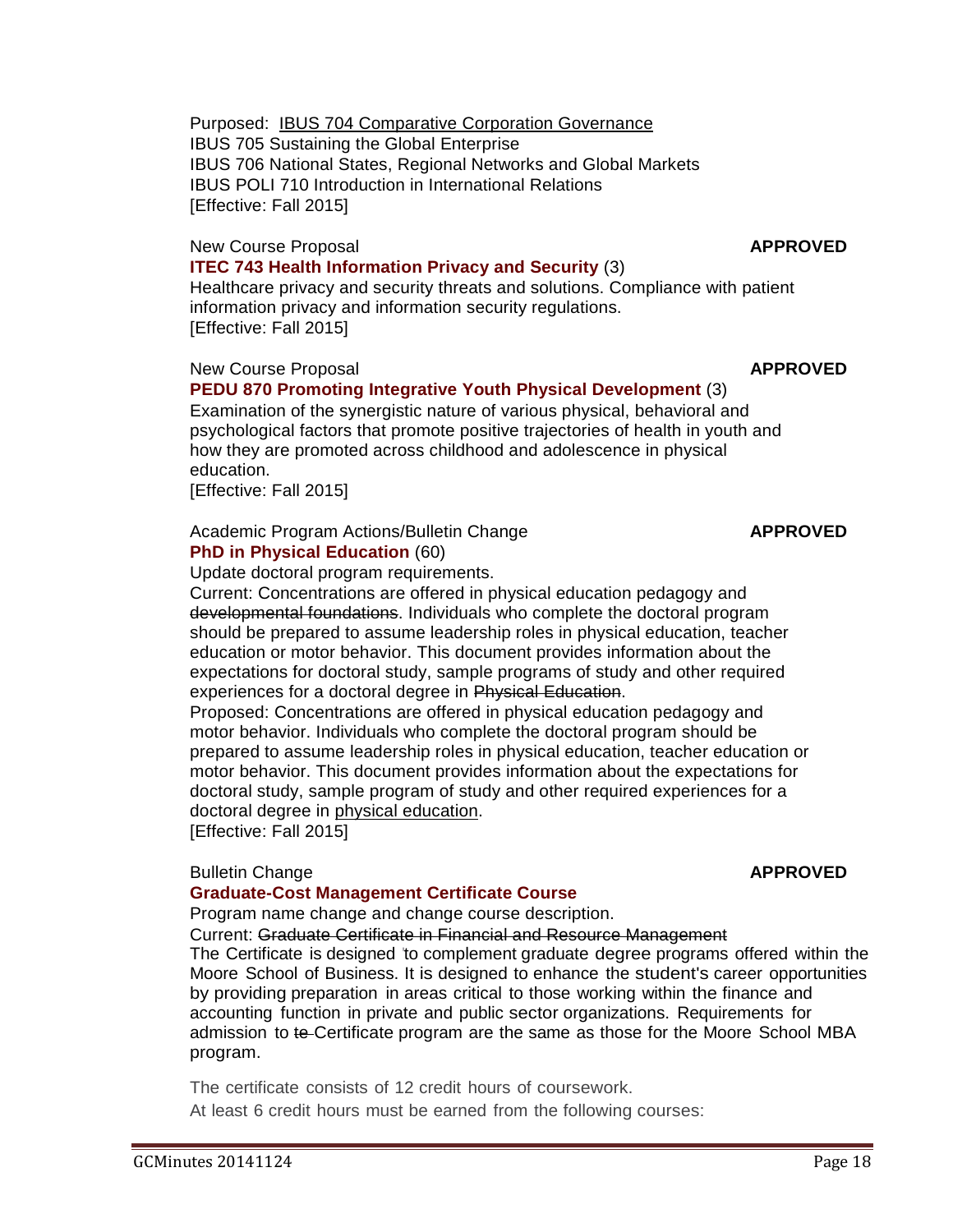Purposed: <u>IBUS 704 Comparative Corporation Governance</u>
IBUS 705 Sustaining the Global Enterprise
IBUS 706 National States, Regional Networks and Global Markets
IBUS POLI 710 Introduction in International Relations
[Effective: Fall 2015]

New Course Proposal **APPROVED**

**ITEC 743 Health Information Privacy and Security** (3)
Healthcare privacy and security threats and solutions. Compliance with patient information privacy and information security regulations.
[Effective: Fall 2015]

New Course Proposal **APPROVED**

**PEDU 870 Promoting Integrative Youth Physical Development** (3)
Examination of the synergistic nature of various physical, behavioral and psychological factors that promote positive trajectories of health in youth and how they are promoted across childhood and adolescence in physical education.
[Effective: Fall 2015]

Academic Program Actions/Bulletin Change **APPROVED**

**PhD in Physical Education** (60)
Update doctoral program requirements.
Current: Concentrations are offered in physical education pedagogy and ~~developmental foundations~~. Individuals who complete the doctoral program should be prepared to assume leadership roles in physical education, teacher education or motor behavior. This document provides information about the expectations for doctoral study, sample programs of study and other required experiences for a doctoral degree in ~~Physical Education~~.
Proposed: Concentrations are offered in physical education pedagogy and motor behavior. Individuals who complete the doctoral program should be prepared to assume leadership roles in physical education, teacher education or motor behavior. This document provides information about the expectations for doctoral study, sample program of study and other required experiences for a doctoral degree in <u>physical education</u>.
[Effective: Fall 2015]

Bulletin Change **APPROVED**

**Graduate-Cost Management Certificate Course**
Program name change and change course description.
Current: ~~Graduate Certificate in Financial and Resource Management~~
The Certificate is designed to complement graduate degree programs offered within the Moore School of Business. It is designed to enhance the student's career opportunities by providing preparation in areas critical to those working within the finance and accounting function in private and public sector organizations. Requirements for admission to ~~te~~ Certificate program are the same as those for the Moore School MBA program.

The certificate consists of 12 credit hours of coursework.
At least 6 credit hours must be earned from the following courses: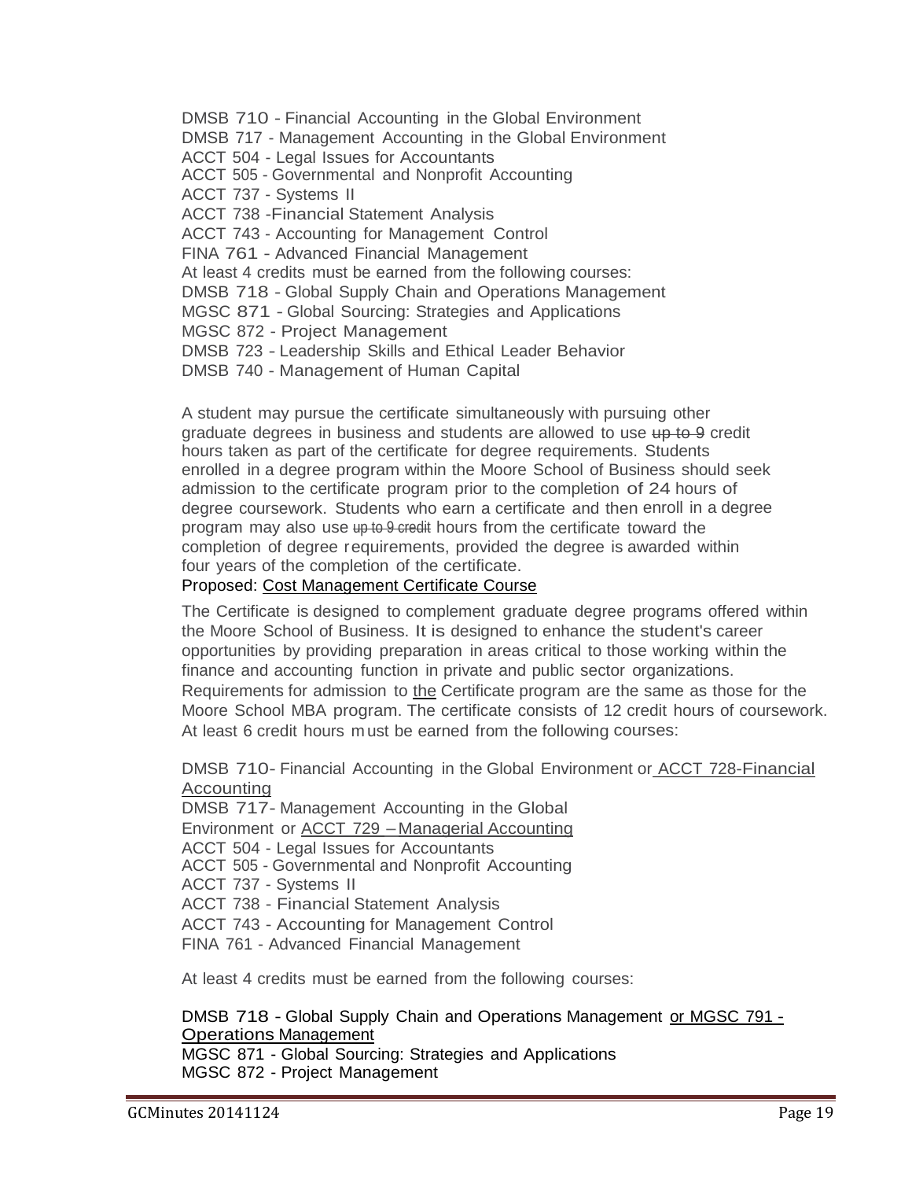DMSB 710 - Financial Accounting in the Global Environment
DMSB 717 - Management Accounting in the Global Environment
ACCT 504 - Legal Issues for Accountants
ACCT 505 - Governmental and Nonprofit Accounting
ACCT 737 - Systems II
ACCT 738 -Financial Statement Analysis
ACCT 743 - Accounting for Management Control
FINA 761 - Advanced Financial Management
At least 4 credits must be earned from the following courses:
DMSB 718 - Global Supply Chain and Operations Management
MGSC 871 - Global Sourcing: Strategies and Applications
MGSC 872 - Project Management
DMSB 723 - Leadership Skills and Ethical Leader Behavior
DMSB 740 - Management of Human Capital

A student may pursue the certificate simultaneously with pursuing other graduate degrees in business and students are allowed to use ~~up to 9~~ credit hours taken as part of the certificate for degree requirements. Students enrolled in a degree program within the Moore School of Business should seek admission to the certificate program prior to the completion of 24 hours of degree coursework. Students who earn a certificate and then enroll in a degree program may also use ~~up to 9 credit~~ hours from the certificate toward the completion of degree requirements, provided the degree is awarded within four years of the completion of the certificate.

Proposed: <u>Cost Management Certificate Course</u>

The Certificate is designed to complement graduate degree programs offered within the Moore School of Business. It is designed to enhance the student's career opportunities by providing preparation in areas critical to those working within the finance and accounting function in private and public sector organizations. Requirements for admission to <u>the</u> Certificate program are the same as those for the Moore School MBA program. The certificate consists of 12 credit hours of coursework. At least 6 credit hours must be earned from the following courses:

DMSB 710- Financial Accounting in the Global Environment or <u>ACCT 728-Financial Accounting</u>
DMSB 717- Management Accounting in the Global Environment or <u>ACCT 729 – Managerial Accounting</u>
ACCT 504 - Legal Issues for Accountants
ACCT 505 - Governmental and Nonprofit Accounting
ACCT 737 - Systems II
ACCT 738 - Financial Statement Analysis
ACCT 743 - Accounting for Management Control
FINA 761 - Advanced Financial Management

At least 4 credits must be earned from the following courses:

DMSB 718 - Global Supply Chain and Operations Management <u>or MGSC 791 - Operations Management</u>
MGSC 871 - Global Sourcing: Strategies and Applications
MGSC 872 - Project Management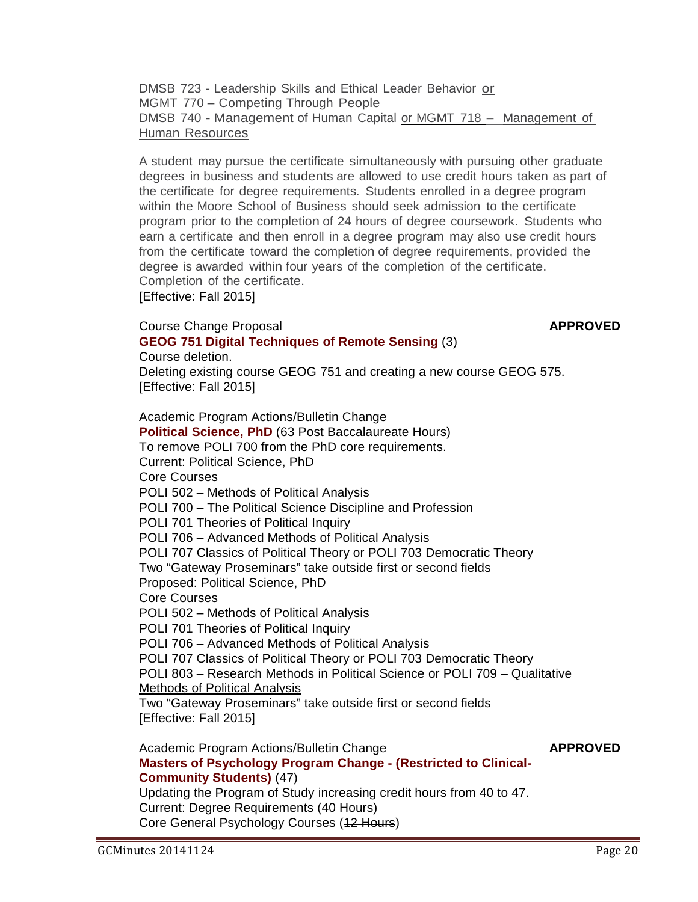DMSB 723 - Leadership Skills and Ethical Leader Behavior <u>or</u>
<u>MGMT 770 – Competing Through People</u>
DMSB 740 - Management of Human Capital <u>or MGMT 718 – Management of Human Resources</u>

A student may pursue the certificate simultaneously with pursuing other graduate degrees in business and students are allowed to use credit hours taken as part of the certificate for degree requirements. Students enrolled in a degree program within the Moore School of Business should seek admission to the certificate program prior to the completion of 24 hours of degree coursework. Students who earn a certificate and then enroll in a degree program may also use credit hours from the certificate toward the completion of degree requirements, provided the degree is awarded within four years of the completion of the certificate.
Completion of the certificate.
[Effective: Fall 2015]

Course Change Proposal **APPROVED**
**GEOG 751 Digital Techniques of Remote Sensing** (3)
Course deletion.
Deleting existing course GEOG 751 and creating a new course GEOG 575.
[Effective: Fall 2015]

Academic Program Actions/Bulletin Change
**Political Science, PhD** (63 Post Baccalaureate Hours)
To remove POLI 700 from the PhD core requirements.
Current: Political Science, PhD
Core Courses
POLI 502 – Methods of Political Analysis
~~POLI 700 – The Political Science Discipline and Profession~~
POLI 701 Theories of Political Inquiry
POLI 706 – Advanced Methods of Political Analysis
POLI 707 Classics of Political Theory or POLI 703 Democratic Theory
Two "Gateway Proseminars" take outside first or second fields
Proposed: Political Science, PhD
Core Courses
POLI 502 – Methods of Political Analysis
POLI 701 Theories of Political Inquiry
POLI 706 – Advanced Methods of Political Analysis
POLI 707 Classics of Political Theory or POLI 703 Democratic Theory
<u>POLI 803 – Research Methods in Political Science or POLI 709 – Qualitative Methods of Political Analysis</u>
Two "Gateway Proseminars" take outside first or second fields
[Effective: Fall 2015]

Academic Program Actions/Bulletin Change **APPROVED**
**Masters of Psychology Program Change - (Restricted to Clinical-Community Students)** (47)
Updating the Program of Study increasing credit hours from 40 to 47.
Current: Degree Requirements (~~40 Hours~~)
Core General Psychology Courses (~~12 Hours~~)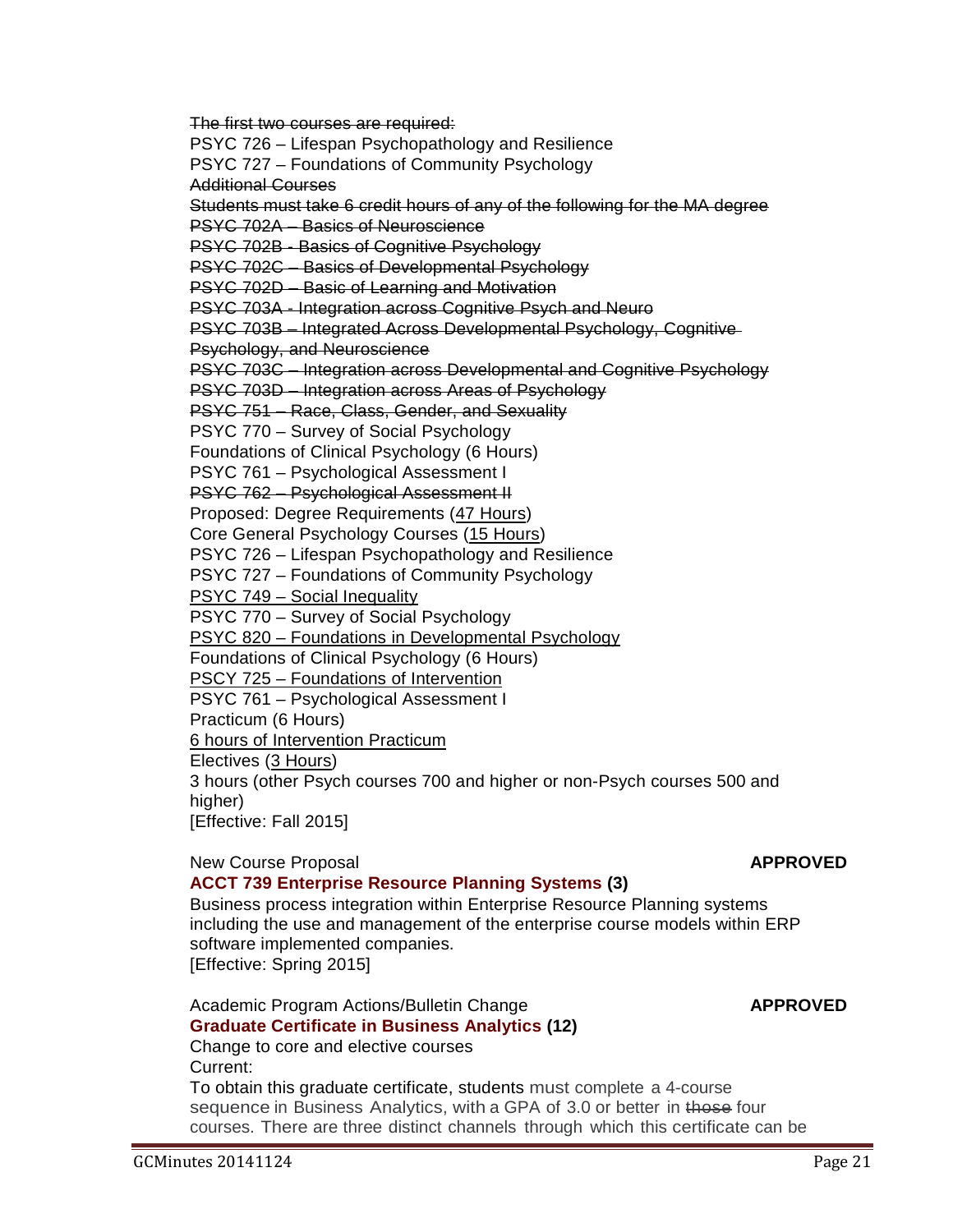~~The first two courses are required:~~
PSYC 726 – Lifespan Psychopathology and Resilience
PSYC 727 – Foundations of Community Psychology
~~Additional Courses~~
~~Students must take 6 credit hours of any of the following for the MA degree~~
~~PSYC 702A – Basics of Neuroscience~~
~~PSYC 702B - Basics of Cognitive Psychology~~
~~PSYC 702C – Basics of Developmental Psychology~~
~~PSYC 702D – Basic of Learning and Motivation~~
~~PSYC 703A - Integration across Cognitive Psych and Neuro~~
~~PSYC 703B – Integrated Across Developmental Psychology, Cognitive Psychology, and Neuroscience~~
~~PSYC 703C – Integration across Developmental and Cognitive Psychology~~
~~PSYC 703D – Integration across Areas of Psychology~~
~~PSYC 751 – Race, Class, Gender, and Sexuality~~
PSYC 770 – Survey of Social Psychology
Foundations of Clinical Psychology (6 Hours)
PSYC 761 – Psychological Assessment I
~~PSYC 762 – Psychological Assessment II~~
Proposed: Degree Requirements (<u>47 Hours</u>)
Core General Psychology Courses (<u>15 Hours</u>)
PSYC 726 – Lifespan Psychopathology and Resilience
PSYC 727 – Foundations of Community Psychology
<u>PSYC 749 – Social Inequality</u>
PSYC 770 – Survey of Social Psychology
<u>PSYC 820 – Foundations in Developmental Psychology</u>
Foundations of Clinical Psychology (6 Hours)
<u>PSCY 725 – Foundations of Intervention</u>
PSYC 761 – Psychological Assessment I
Practicum (6 Hours)
<u>6 hours of Intervention Practicum</u>
Electives (<u>3 Hours</u>)
3 hours (other Psych courses 700 and higher or non-Psych courses 500 and higher)
[Effective: Fall 2015]

New Course Proposal **APPROVED**
**ACCT 739 Enterprise Resource Planning Systems (3)**
Business process integration within Enterprise Resource Planning systems including the use and management of the enterprise course models within ERP software implemented companies.
[Effective: Spring 2015]

Academic Program Actions/Bulletin Change **APPROVED**
**Graduate Certificate in Business Analytics (12)**
Change to core and elective courses
Current:
To obtain this graduate certificate, students must complete a 4-course sequence in Business Analytics, with a GPA of 3.0 or better in ~~those~~ four courses. There are three distinct channels through which this certificate can be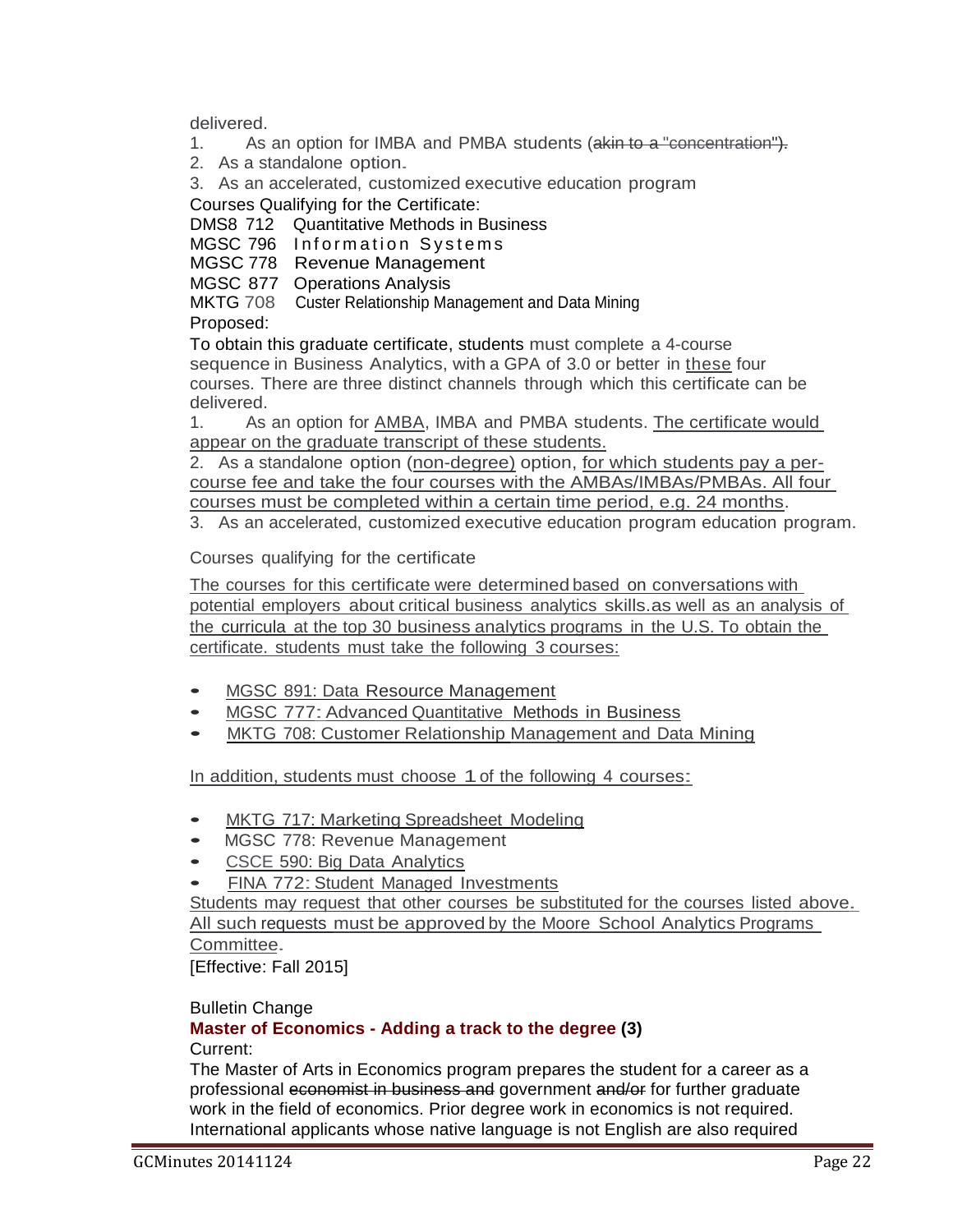delivered.

1. As an option for IMBA and PMBA students (~~akin to a "concentration").~~
2. As a standalone option.
3. As an accelerated, customized executive education program

Courses Qualifying for the Certificate:

DMS8 712 Quantitative Methods in Business
MGSC 796 Information Systems
MGSC 778 Revenue Management
MGSC 877 Operations Analysis
MKTG 708 Custer Relationship Management and Data Mining

Proposed:

To obtain this graduate certificate, students must complete a 4-course sequence in Business Analytics, with a GPA of 3.0 or better in these four courses. There are three distinct channels through which this certificate can be delivered.

1. As an option for AMBA, IMBA and PMBA students. The certificate would appear on the graduate transcript of these students.
2. As a standalone option (non-degree) option, for which students pay a per-course fee and take the four courses with the AMBAs/IMBAs/PMBAs. All four courses must be completed within a certain time period, e.g. 24 months.
3. As an accelerated, customized executive education program education program.

Courses qualifying for the certificate

The courses for this certificate were determined based on conversations with potential employers about critical business analytics skills.as well as an analysis of the curricula at the top 30 business analytics programs in the U.S. To obtain the certificate. students must take the following 3 courses:

- MGSC 891: Data Resource Management
- MGSC 777: Advanced Quantitative Methods in Business
- MKTG 708: Customer Relationship Management and Data Mining

In addition, students must choose 1 of the following 4 courses:

- MKTG 717: Marketing Spreadsheet Modeling
- MGSC 778: Revenue Management
- CSCE 590: Big Data Analytics
- FINA 772: Student Managed Investments

Students may request that other courses be substituted for the courses listed above. All such requests must be approved by the Moore School Analytics Programs Committee.

[Effective: Fall 2015]

Bulletin Change

**Master of Economics - Adding a track to the degree (3)**

Current:

The Master of Arts in Economics program prepares the student for a career as a professional ~~economist in business and~~ government ~~and/or~~ for further graduate work in the field of economics. Prior degree work in economics is not required. International applicants whose native language is not English are also required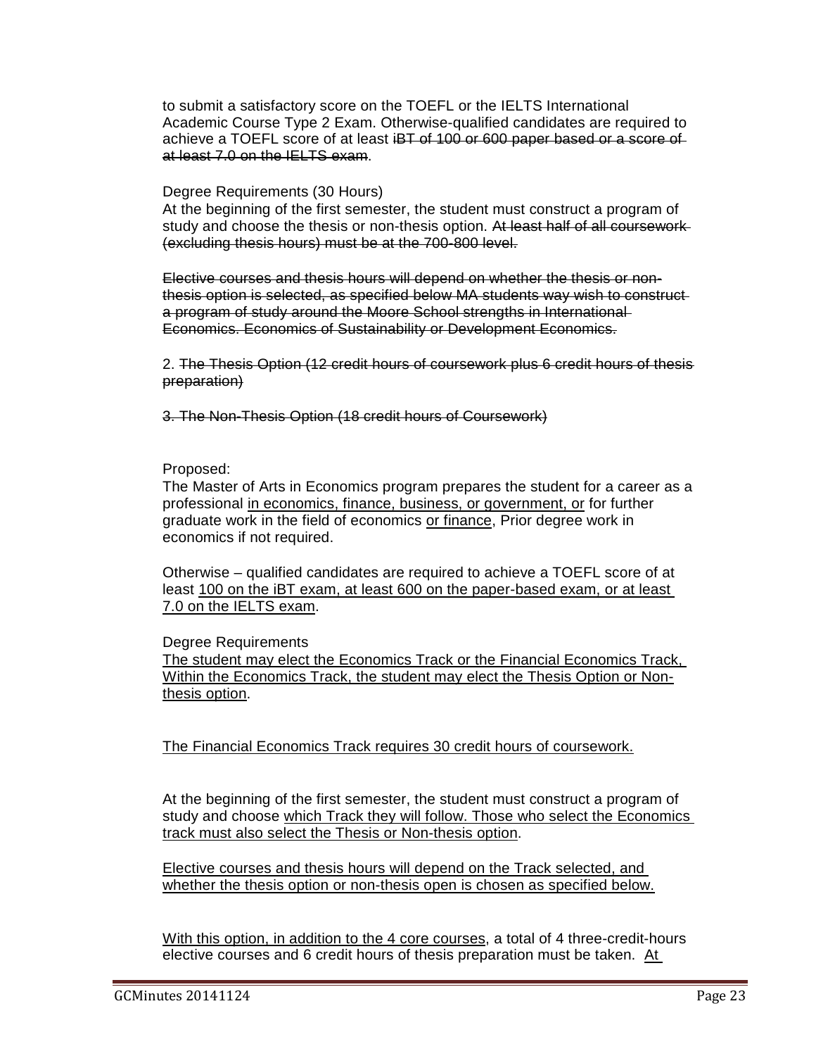to submit a satisfactory score on the TOEFL or the IELTS International Academic Course Type 2 Exam. Otherwise-qualified candidates are required to achieve a TOEFL score of at least ~~iBT of 100 or 600 paper based or a score of at least 7.0 on the IELTS exam~~.

Degree Requirements (30 Hours)
At the beginning of the first semester, the student must construct a program of study and choose the thesis or non-thesis option. ~~At least half of all coursework (excluding thesis hours) must be at the 700-800 level.~~

~~Elective courses and thesis hours will depend on whether the thesis or non-thesis option is selected, as specified below MA students way wish to construct a program of study around the Moore School strengths in International Economics. Economics of Sustainability or Development Economics.~~

2. ~~The Thesis Option (12 credit hours of coursework plus 6 credit hours of thesis preparation)~~

~~3. The Non-Thesis Option (18 credit hours of Coursework)~~

Proposed:
The Master of Arts in Economics program prepares the student for a career as a professional <u>in economics, finance, business, or government, or</u> for further graduate work in the field of economics <u>or finance</u>, Prior degree work in economics if not required.

Otherwise – qualified candidates are required to achieve a TOEFL score of at least <u>100 on the iBT exam, at least 600 on the paper-based exam, or at least 7.0 on the IELTS exam</u>.

Degree Requirements
<u>The student may elect the Economics Track or the Financial Economics Track, Within the Economics Track, the student may elect the Thesis Option or Non-thesis option</u>.

<u>The Financial Economics Track requires 30 credit hours of coursework.</u>

At the beginning of the first semester, the student must construct a program of study and choose <u>which Track they will follow. Those who select the Economics track must also select the Thesis or Non-thesis option</u>.

<u>Elective courses and thesis hours will depend on the Track selected, and whether the thesis option or non-thesis open is chosen as specified below.</u>

<u>With this option, in addition to the 4 core courses</u>, a total of 4 three-credit-hours elective courses and 6 credit hours of thesis preparation must be taken. <u>At</u>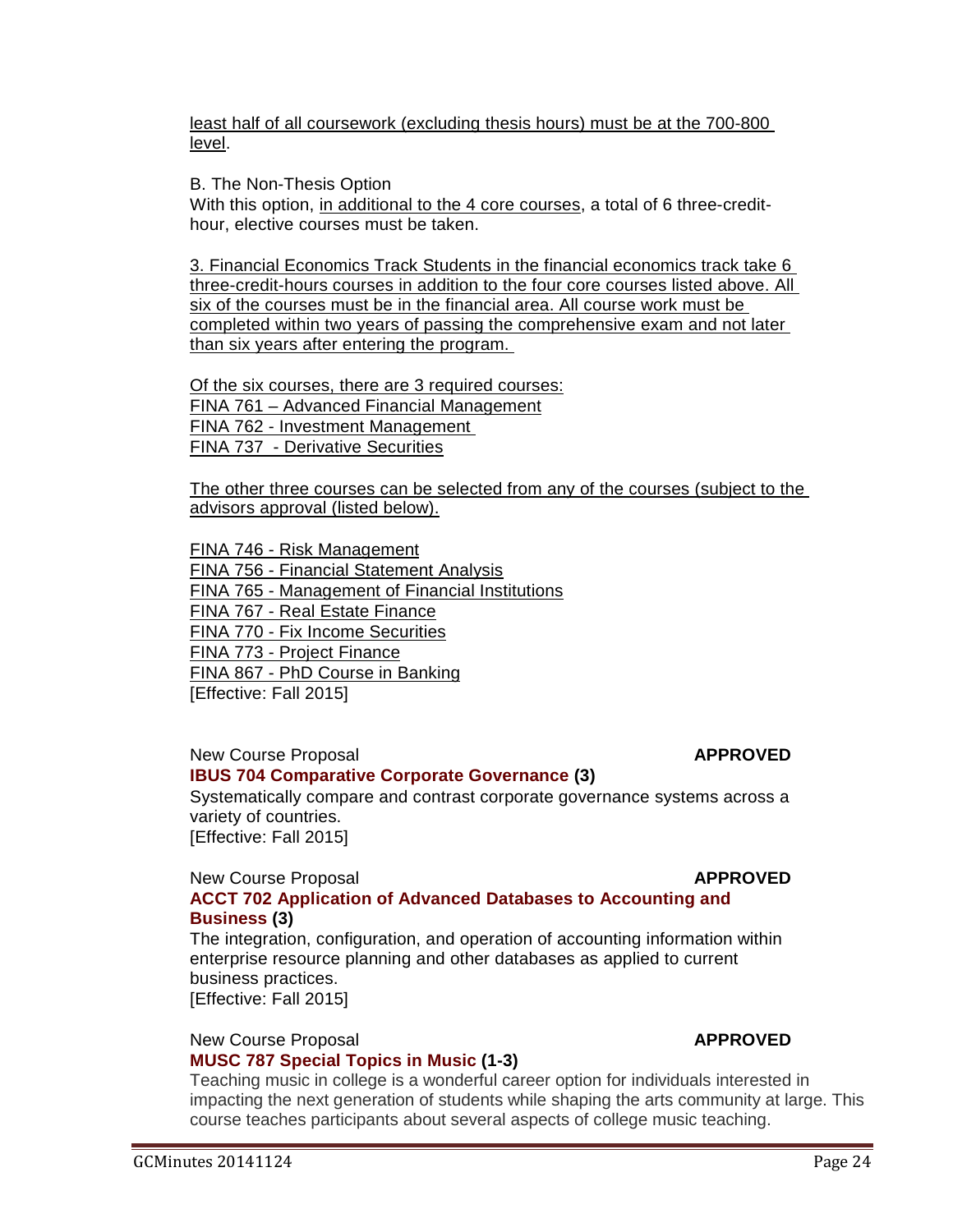least half of all coursework (excluding thesis hours) must be at the 700-800 level.

B. The Non-Thesis Option
With this option, in additional to the 4 core courses, a total of 6 three-credit-hour, elective courses must be taken.

3. Financial Economics Track Students in the financial economics track take 6 three-credit-hours courses in addition to the four core courses listed above. All six of the courses must be in the financial area. All course work must be completed within two years of passing the comprehensive exam and not later than six years after entering the program.

Of the six courses, there are 3 required courses:
FINA 761 – Advanced Financial Management
FINA 762 - Investment Management
FINA 737 - Derivative Securities

The other three courses can be selected from any of the courses (subject to the advisors approval (listed below).

FINA 746 - Risk Management
FINA 756 - Financial Statement Analysis
FINA 765 - Management of Financial Institutions
FINA 767 - Real Estate Finance
FINA 770 - Fix Income Securities
FINA 773 - Project Finance
FINA 867 - PhD Course in Banking
[Effective: Fall 2015]

New Course Proposal **APPROVED**
**IBUS 704 Comparative Corporate Governance (3)**
Systematically compare and contrast corporate governance systems across a variety of countries.
[Effective: Fall 2015]

New Course Proposal **APPROVED**
**ACCT 702 Application of Advanced Databases to Accounting and Business (3)**
The integration, configuration, and operation of accounting information within enterprise resource planning and other databases as applied to current business practices.
[Effective: Fall 2015]

New Course Proposal **APPROVED**
**MUSC 787 Special Topics in Music (1-3)**
Teaching music in college is a wonderful career option for individuals interested in impacting the next generation of students while shaping the arts community at large. This course teaches participants about several aspects of college music teaching.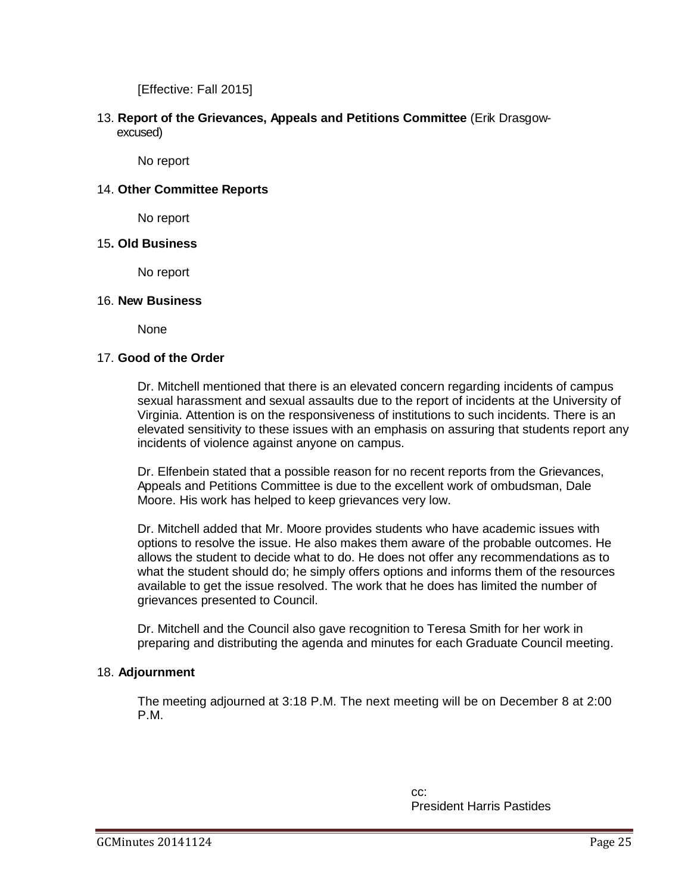[Effective: Fall 2015]

13. **Report of the Grievances, Appeals and Petitions Committee** (Erik Drasgow-excused)

    No report

14. **Other Committee Reports**

    No report

15. **Old Business**

    No report

16. **New Business**

    None

17. **Good of the Order**

    Dr. Mitchell mentioned that there is an elevated concern regarding incidents of campus sexual harassment and sexual assaults due to the report of incidents at the University of Virginia. Attention is on the responsiveness of institutions to such incidents. There is an elevated sensitivity to these issues with an emphasis on assuring that students report any incidents of violence against anyone on campus.

    Dr. Elfenbein stated that a possible reason for no recent reports from the Grievances, Appeals and Petitions Committee is due to the excellent work of ombudsman, Dale Moore. His work has helped to keep grievances very low.

    Dr. Mitchell added that Mr. Moore provides students who have academic issues with options to resolve the issue. He also makes them aware of the probable outcomes. He allows the student to decide what to do. He does not offer any recommendations as to what the student should do; he simply offers options and informs them of the resources available to get the issue resolved. The work that he does has limited the number of grievances presented to Council.

    Dr. Mitchell and the Council also gave recognition to Teresa Smith for her work in preparing and distributing the agenda and minutes for each Graduate Council meeting.

18. **Adjournment**

    The meeting adjourned at 3:18 P.M. The next meeting will be on December 8 at 2:00 P.M.

cc:
President Harris Pastides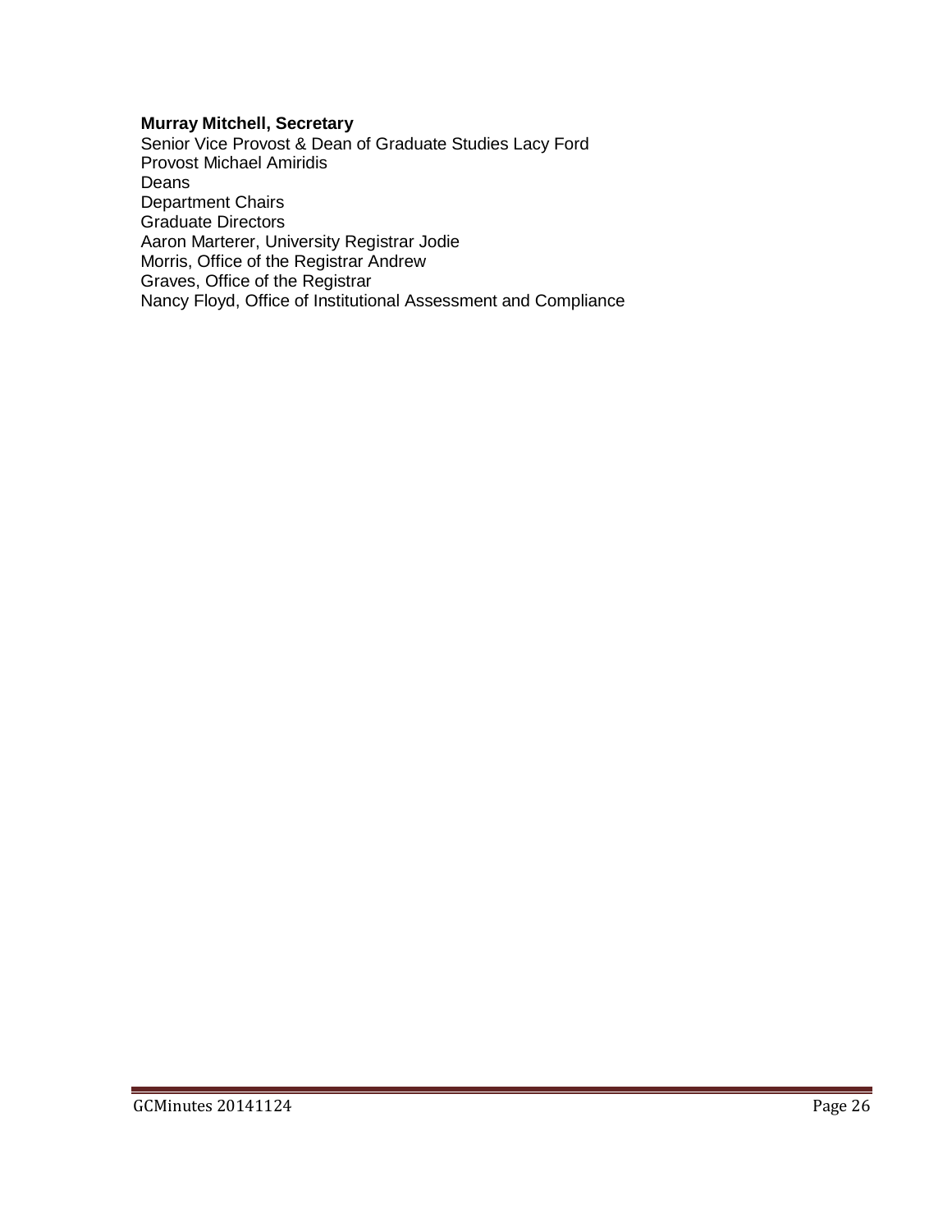**Murray Mitchell, Secretary**

Senior Vice Provost & Dean of Graduate Studies Lacy Ford
Provost Michael Amiridis
Deans
Department Chairs
Graduate Directors
Aaron Marterer, University Registrar Jodie
Morris, Office of the Registrar Andrew
Graves, Office of the Registrar
Nancy Floyd, Office of Institutional Assessment and Compliance